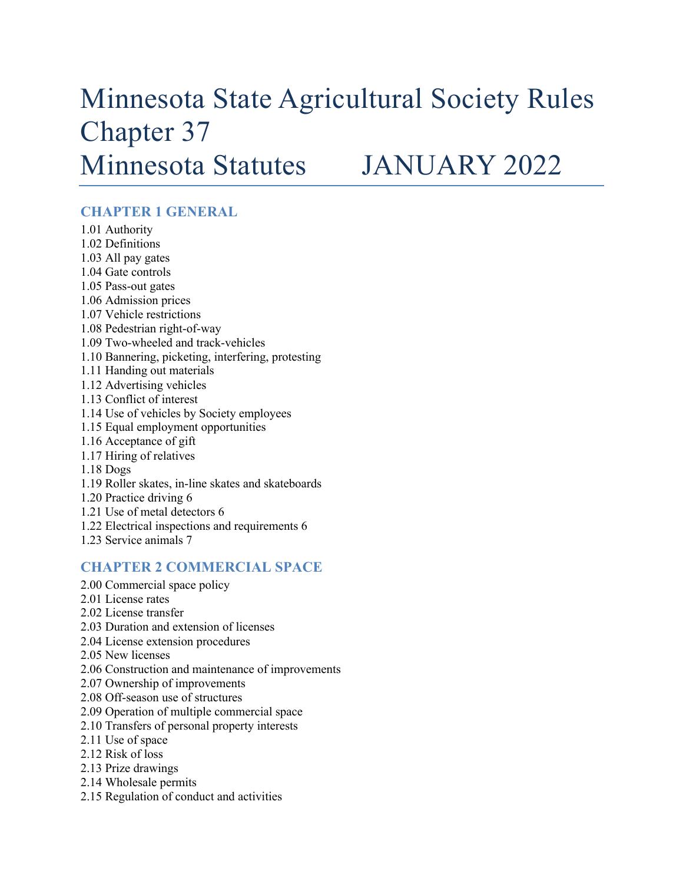# Minnesota State Agricultural Society Rules Chapter 37 Minnesota Statutes JANUARY 2022

## CHAPTER 1 GENERAL

1.01 Authority
1.02 Definitions
1.03 All pay gates
1.04 Gate controls
1.05 Pass-out gates
1.06 Admission prices
1.07 Vehicle restrictions
1.08 Pedestrian right-of-way
1.09 Two-wheeled and track-vehicles
1.10 Bannering, picketing, interfering, protesting
1.11 Handing out materials
1.12 Advertising vehicles
1.13 Conflict of interest
1.14 Use of vehicles by Society employees
1.15 Equal employment opportunities
1.16 Acceptance of gift
1.17 Hiring of relatives
1.18 Dogs
1.19 Roller skates, in-line skates and skateboards
1.20 Practice driving 6
1.21 Use of metal detectors 6
1.22 Electrical inspections and requirements 6
1.23 Service animals 7

## CHAPTER 2 COMMERCIAL SPACE

2.00 Commercial space policy
2.01 License rates
2.02 License transfer
2.03 Duration and extension of licenses
2.04 License extension procedures
2.05 New licenses
2.06 Construction and maintenance of improvements
2.07 Ownership of improvements
2.08 Off-season use of structures
2.09 Operation of multiple commercial space
2.10 Transfers of personal property interests
2.11 Use of space
2.12 Risk of loss
2.13 Prize drawings
2.14 Wholesale permits
2.15 Regulation of conduct and activities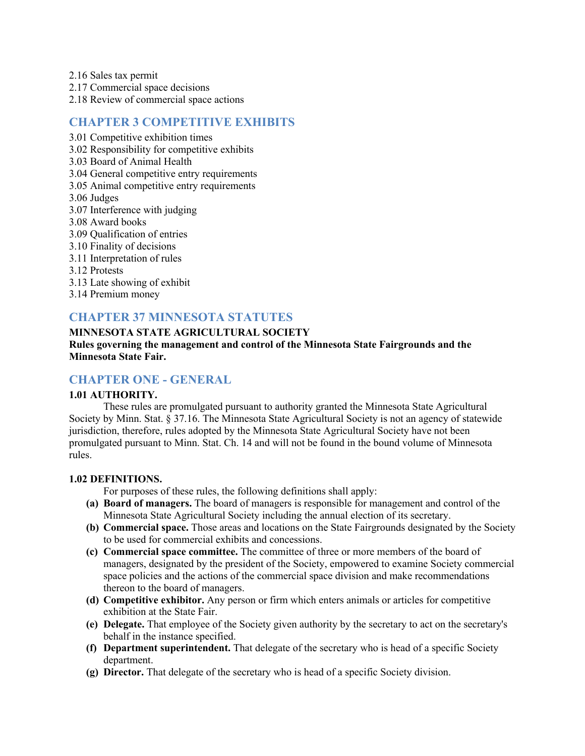2.16 Sales tax permit
2.17 Commercial space decisions
2.18 Review of commercial space actions

## CHAPTER 3 COMPETITIVE EXHIBITS

3.01 Competitive exhibition times
3.02 Responsibility for competitive exhibits
3.03 Board of Animal Health
3.04 General competitive entry requirements
3.05 Animal competitive entry requirements
3.06 Judges
3.07 Interference with judging
3.08 Award books
3.09 Qualification of entries
3.10 Finality of decisions
3.11 Interpretation of rules
3.12 Protests
3.13 Late showing of exhibit
3.14 Premium money

## CHAPTER 37 MINNESOTA STATUTES

**MINNESOTA STATE AGRICULTURAL SOCIETY**
**Rules governing the management and control of the Minnesota State Fairgrounds and the Minnesota State Fair.**

## CHAPTER ONE - GENERAL

### 1.01 AUTHORITY.

These rules are promulgated pursuant to authority granted the Minnesota State Agricultural Society by Minn. Stat. § 37.16. The Minnesota State Agricultural Society is not an agency of statewide jurisdiction, therefore, rules adopted by the Minnesota State Agricultural Society have not been promulgated pursuant to Minn. Stat. Ch. 14 and will not be found in the bound volume of Minnesota rules.

### 1.02 DEFINITIONS.

For purposes of these rules, the following definitions shall apply:

- **(a) Board of managers.** The board of managers is responsible for management and control of the Minnesota State Agricultural Society including the annual election of its secretary.
- **(b) Commercial space.** Those areas and locations on the State Fairgrounds designated by the Society to be used for commercial exhibits and concessions.
- **(c) Commercial space committee.** The committee of three or more members of the board of managers, designated by the president of the Society, empowered to examine Society commercial space policies and the actions of the commercial space division and make recommendations thereon to the board of managers.
- **(d) Competitive exhibitor.** Any person or firm which enters animals or articles for competitive exhibition at the State Fair.
- **(e) Delegate.** That employee of the Society given authority by the secretary to act on the secretary's behalf in the instance specified.
- **(f) Department superintendent.** That delegate of the secretary who is head of a specific Society department.
- **(g) Director.** That delegate of the secretary who is head of a specific Society division.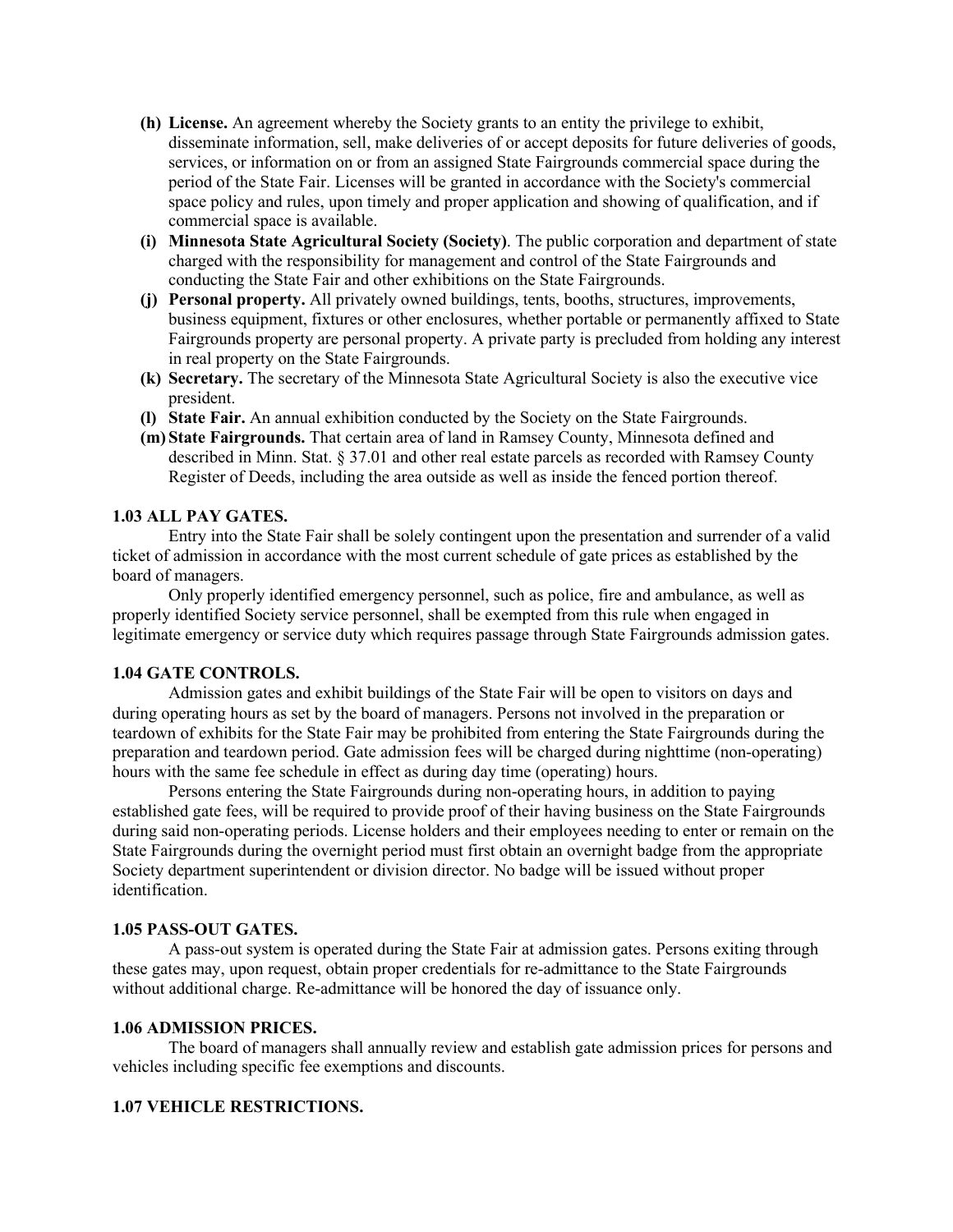- **(h) License.** An agreement whereby the Society grants to an entity the privilege to exhibit, disseminate information, sell, make deliveries of or accept deposits for future deliveries of goods, services, or information on or from an assigned State Fairgrounds commercial space during the period of the State Fair. Licenses will be granted in accordance with the Society's commercial space policy and rules, upon timely and proper application and showing of qualification, and if commercial space is available.
- **(i) Minnesota State Agricultural Society (Society)**. The public corporation and department of state charged with the responsibility for management and control of the State Fairgrounds and conducting the State Fair and other exhibitions on the State Fairgrounds.
- **(j) Personal property.** All privately owned buildings, tents, booths, structures, improvements, business equipment, fixtures or other enclosures, whether portable or permanently affixed to State Fairgrounds property are personal property. A private party is precluded from holding any interest in real property on the State Fairgrounds.
- **(k) Secretary.** The secretary of the Minnesota State Agricultural Society is also the executive vice president.
- **(l) State Fair.** An annual exhibition conducted by the Society on the State Fairgrounds.
- **(m) State Fairgrounds.** That certain area of land in Ramsey County, Minnesota defined and described in Minn. Stat. § 37.01 and other real estate parcels as recorded with Ramsey County Register of Deeds, including the area outside as well as inside the fenced portion thereof.

### 1.03 ALL PAY GATES.

Entry into the State Fair shall be solely contingent upon the presentation and surrender of a valid ticket of admission in accordance with the most current schedule of gate prices as established by the board of managers.

Only properly identified emergency personnel, such as police, fire and ambulance, as well as properly identified Society service personnel, shall be exempted from this rule when engaged in legitimate emergency or service duty which requires passage through State Fairgrounds admission gates.

### 1.04 GATE CONTROLS.

Admission gates and exhibit buildings of the State Fair will be open to visitors on days and during operating hours as set by the board of managers. Persons not involved in the preparation or teardown of exhibits for the State Fair may be prohibited from entering the State Fairgrounds during the preparation and teardown period. Gate admission fees will be charged during nighttime (non-operating) hours with the same fee schedule in effect as during day time (operating) hours.

Persons entering the State Fairgrounds during non-operating hours, in addition to paying established gate fees, will be required to provide proof of their having business on the State Fairgrounds during said non-operating periods. License holders and their employees needing to enter or remain on the State Fairgrounds during the overnight period must first obtain an overnight badge from the appropriate Society department superintendent or division director. No badge will be issued without proper identification.

### 1.05 PASS-OUT GATES.

A pass-out system is operated during the State Fair at admission gates. Persons exiting through these gates may, upon request, obtain proper credentials for re-admittance to the State Fairgrounds without additional charge. Re-admittance will be honored the day of issuance only.

### 1.06 ADMISSION PRICES.

The board of managers shall annually review and establish gate admission prices for persons and vehicles including specific fee exemptions and discounts.

### 1.07 VEHICLE RESTRICTIONS.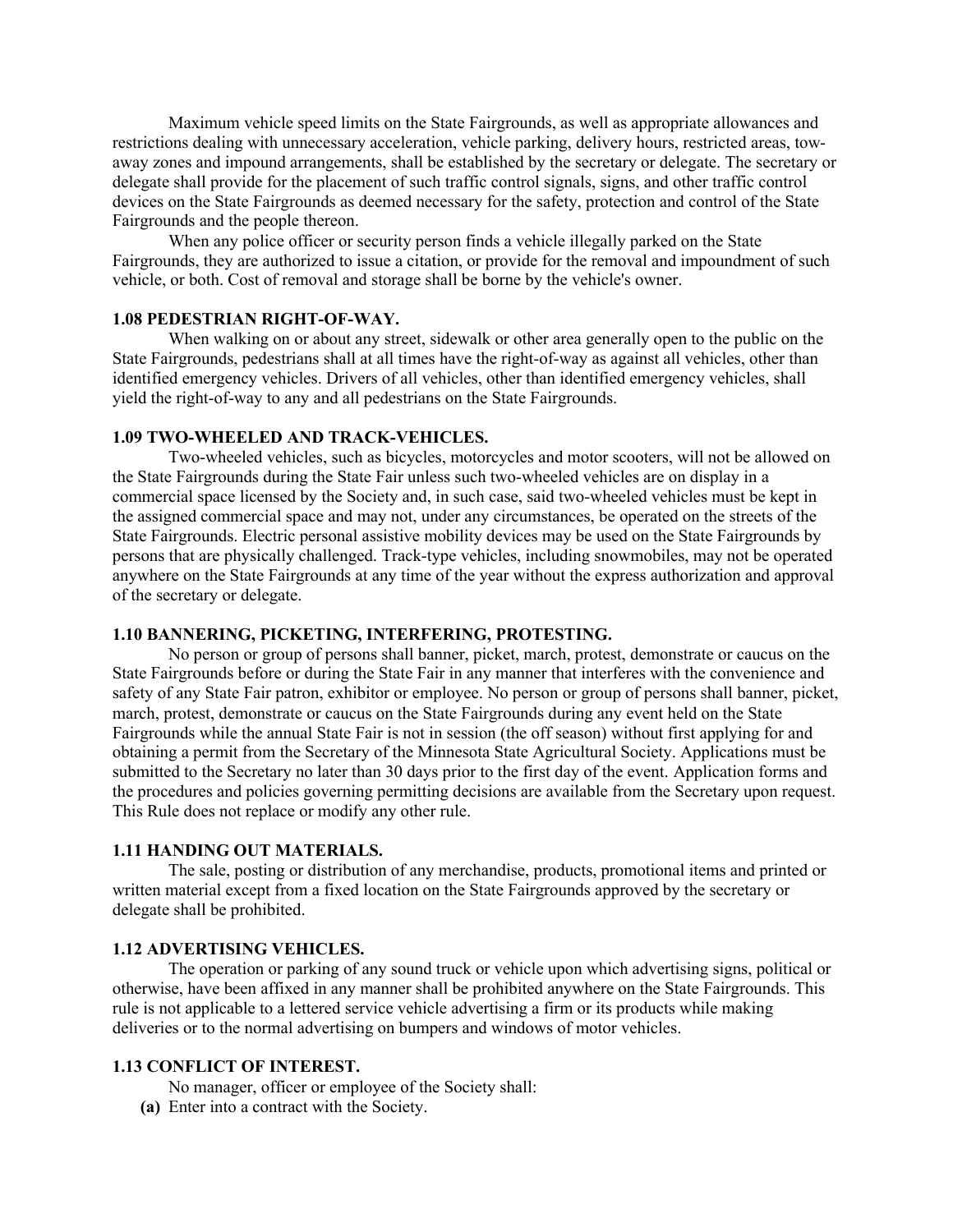Maximum vehicle speed limits on the State Fairgrounds, as well as appropriate allowances and restrictions dealing with unnecessary acceleration, vehicle parking, delivery hours, restricted areas, tow-away zones and impound arrangements, shall be established by the secretary or delegate. The secretary or delegate shall provide for the placement of such traffic control signals, signs, and other traffic control devices on the State Fairgrounds as deemed necessary for the safety, protection and control of the State Fairgrounds and the people thereon.

When any police officer or security person finds a vehicle illegally parked on the State Fairgrounds, they are authorized to issue a citation, or provide for the removal and impoundment of such vehicle, or both. Cost of removal and storage shall be borne by the vehicle's owner.

### 1.08 PEDESTRIAN RIGHT-OF-WAY.

When walking on or about any street, sidewalk or other area generally open to the public on the State Fairgrounds, pedestrians shall at all times have the right-of-way as against all vehicles, other than identified emergency vehicles. Drivers of all vehicles, other than identified emergency vehicles, shall yield the right-of-way to any and all pedestrians on the State Fairgrounds.

### 1.09 TWO-WHEELED AND TRACK-VEHICLES.

Two-wheeled vehicles, such as bicycles, motorcycles and motor scooters, will not be allowed on the State Fairgrounds during the State Fair unless such two-wheeled vehicles are on display in a commercial space licensed by the Society and, in such case, said two-wheeled vehicles must be kept in the assigned commercial space and may not, under any circumstances, be operated on the streets of the State Fairgrounds. Electric personal assistive mobility devices may be used on the State Fairgrounds by persons that are physically challenged. Track-type vehicles, including snowmobiles, may not be operated anywhere on the State Fairgrounds at any time of the year without the express authorization and approval of the secretary or delegate.

### 1.10 BANNERING, PICKETING, INTERFERING, PROTESTING.

No person or group of persons shall banner, picket, march, protest, demonstrate or caucus on the State Fairgrounds before or during the State Fair in any manner that interferes with the convenience and safety of any State Fair patron, exhibitor or employee. No person or group of persons shall banner, picket, march, protest, demonstrate or caucus on the State Fairgrounds during any event held on the State Fairgrounds while the annual State Fair is not in session (the off season) without first applying for and obtaining a permit from the Secretary of the Minnesota State Agricultural Society. Applications must be submitted to the Secretary no later than 30 days prior to the first day of the event. Application forms and the procedures and policies governing permitting decisions are available from the Secretary upon request. This Rule does not replace or modify any other rule.

### 1.11 HANDING OUT MATERIALS.

The sale, posting or distribution of any merchandise, products, promotional items and printed or written material except from a fixed location on the State Fairgrounds approved by the secretary or delegate shall be prohibited.

### 1.12 ADVERTISING VEHICLES.

The operation or parking of any sound truck or vehicle upon which advertising signs, political or otherwise, have been affixed in any manner shall be prohibited anywhere on the State Fairgrounds. This rule is not applicable to a lettered service vehicle advertising a firm or its products while making deliveries or to the normal advertising on bumpers and windows of motor vehicles.

### 1.13 CONFLICT OF INTEREST.

No manager, officer or employee of the Society shall:

**(a)** Enter into a contract with the Society.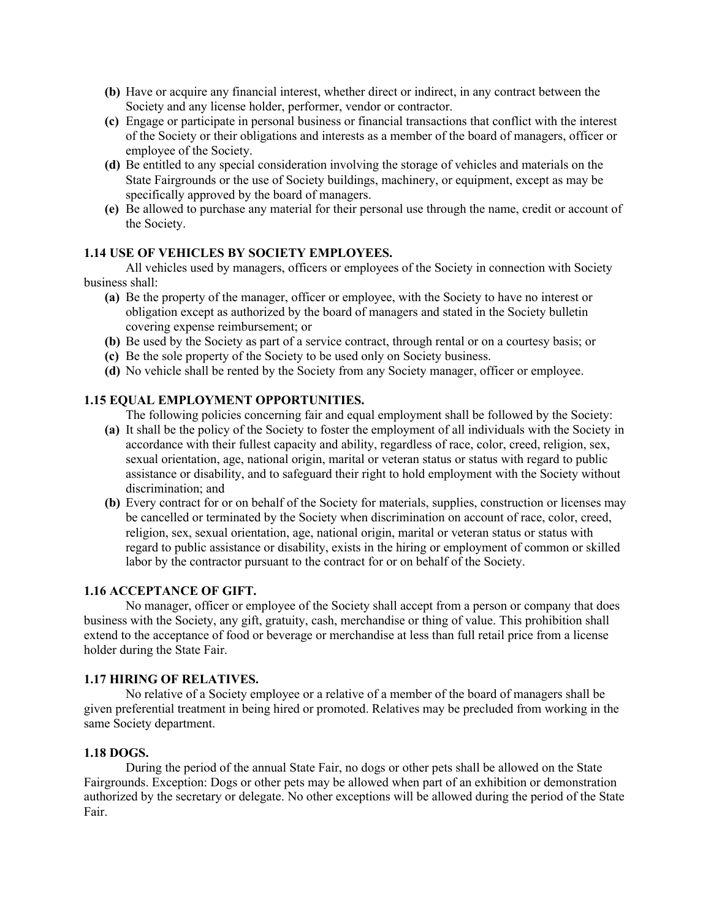- **(b)** Have or acquire any financial interest, whether direct or indirect, in any contract between the Society and any license holder, performer, vendor or contractor.
- **(c)** Engage or participate in personal business or financial transactions that conflict with the interest of the Society or their obligations and interests as a member of the board of managers, officer or employee of the Society.
- **(d)** Be entitled to any special consideration involving the storage of vehicles and materials on the State Fairgrounds or the use of Society buildings, machinery, or equipment, except as may be specifically approved by the board of managers.
- **(e)** Be allowed to purchase any material for their personal use through the name, credit or account of the Society.

### 1.14 USE OF VEHICLES BY SOCIETY EMPLOYEES.

All vehicles used by managers, officers or employees of the Society in connection with Society business shall:

- **(a)** Be the property of the manager, officer or employee, with the Society to have no interest or obligation except as authorized by the board of managers and stated in the Society bulletin covering expense reimbursement; or
- **(b)** Be used by the Society as part of a service contract, through rental or on a courtesy basis; or
- **(c)** Be the sole property of the Society to be used only on Society business.
- **(d)** No vehicle shall be rented by the Society from any Society manager, officer or employee.

### 1.15 EQUAL EMPLOYMENT OPPORTUNITIES.

The following policies concerning fair and equal employment shall be followed by the Society:

- **(a)** It shall be the policy of the Society to foster the employment of all individuals with the Society in accordance with their fullest capacity and ability, regardless of race, color, creed, religion, sex, sexual orientation, age, national origin, marital or veteran status or status with regard to public assistance or disability, and to safeguard their right to hold employment with the Society without discrimination; and
- **(b)** Every contract for or on behalf of the Society for materials, supplies, construction or licenses may be cancelled or terminated by the Society when discrimination on account of race, color, creed, religion, sex, sexual orientation, age, national origin, marital or veteran status or status with regard to public assistance or disability, exists in the hiring or employment of common or skilled labor by the contractor pursuant to the contract for or on behalf of the Society.

### 1.16 ACCEPTANCE OF GIFT.

No manager, officer or employee of the Society shall accept from a person or company that does business with the Society, any gift, gratuity, cash, merchandise or thing of value. This prohibition shall extend to the acceptance of food or beverage or merchandise at less than full retail price from a license holder during the State Fair.

### 1.17 HIRING OF RELATIVES.

No relative of a Society employee or a relative of a member of the board of managers shall be given preferential treatment in being hired or promoted. Relatives may be precluded from working in the same Society department.

### 1.18 DOGS.

During the period of the annual State Fair, no dogs or other pets shall be allowed on the State Fairgrounds. Exception: Dogs or other pets may be allowed when part of an exhibition or demonstration authorized by the secretary or delegate. No other exceptions will be allowed during the period of the State Fair.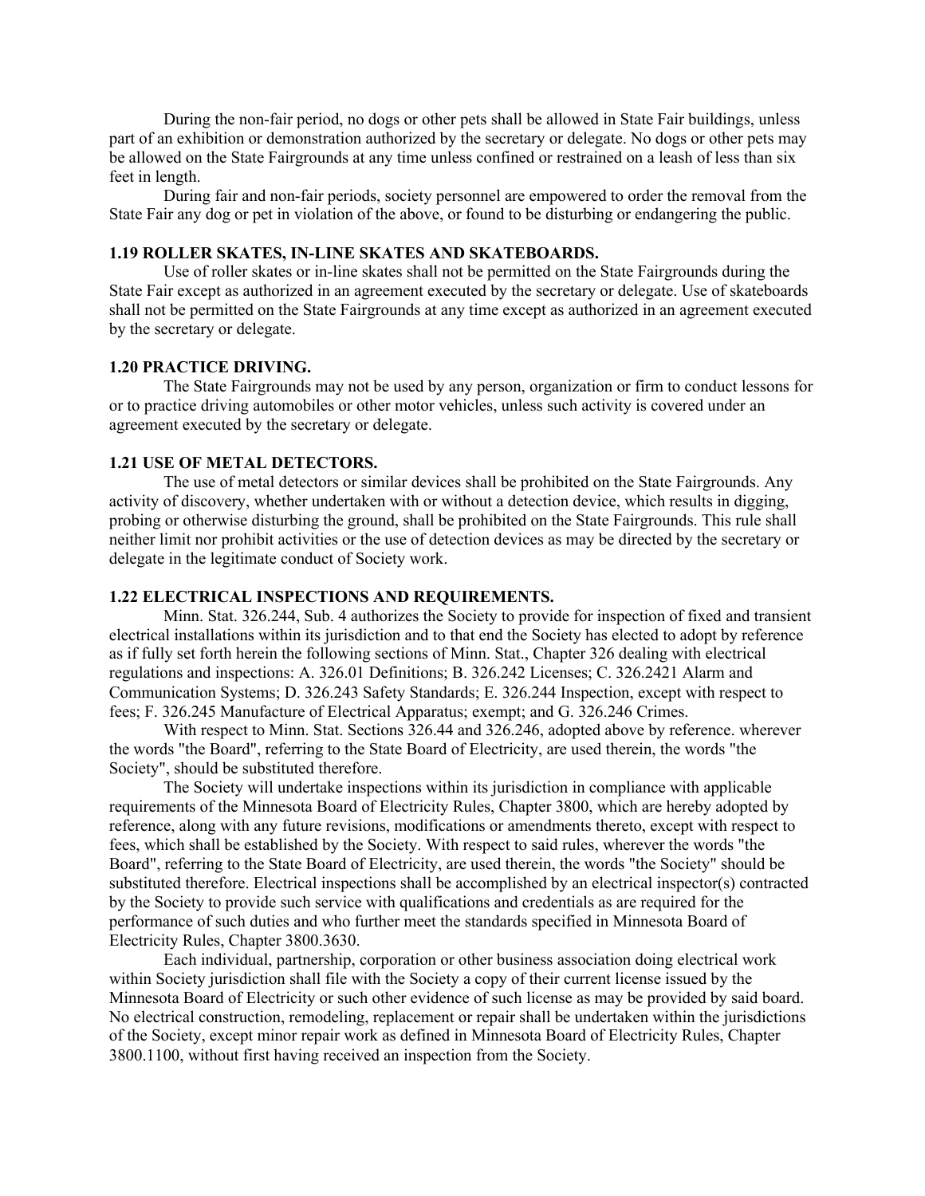During the non-fair period, no dogs or other pets shall be allowed in State Fair buildings, unless part of an exhibition or demonstration authorized by the secretary or delegate. No dogs or other pets may be allowed on the State Fairgrounds at any time unless confined or restrained on a leash of less than six feet in length.

During fair and non-fair periods, society personnel are empowered to order the removal from the State Fair any dog or pet in violation of the above, or found to be disturbing or endangering the public.

**1.19 ROLLER SKATES, IN-LINE SKATES AND SKATEBOARDS.**

Use of roller skates or in-line skates shall not be permitted on the State Fairgrounds during the State Fair except as authorized in an agreement executed by the secretary or delegate. Use of skateboards shall not be permitted on the State Fairgrounds at any time except as authorized in an agreement executed by the secretary or delegate.

**1.20 PRACTICE DRIVING.**

The State Fairgrounds may not be used by any person, organization or firm to conduct lessons for or to practice driving automobiles or other motor vehicles, unless such activity is covered under an agreement executed by the secretary or delegate.

**1.21 USE OF METAL DETECTORS.**

The use of metal detectors or similar devices shall be prohibited on the State Fairgrounds. Any activity of discovery, whether undertaken with or without a detection device, which results in digging, probing or otherwise disturbing the ground, shall be prohibited on the State Fairgrounds. This rule shall neither limit nor prohibit activities or the use of detection devices as may be directed by the secretary or delegate in the legitimate conduct of Society work.

**1.22 ELECTRICAL INSPECTIONS AND REQUIREMENTS.**

Minn. Stat. 326.244, Sub. 4 authorizes the Society to provide for inspection of fixed and transient electrical installations within its jurisdiction and to that end the Society has elected to adopt by reference as if fully set forth herein the following sections of Minn. Stat., Chapter 326 dealing with electrical regulations and inspections: A. 326.01 Definitions; B. 326.242 Licenses; C. 326.2421 Alarm and Communication Systems; D. 326.243 Safety Standards; E. 326.244 Inspection, except with respect to fees; F. 326.245 Manufacture of Electrical Apparatus; exempt; and G. 326.246 Crimes.

With respect to Minn. Stat. Sections 326.44 and 326.246, adopted above by reference. wherever the words "the Board", referring to the State Board of Electricity, are used therein, the words "the Society", should be substituted therefore.

The Society will undertake inspections within its jurisdiction in compliance with applicable requirements of the Minnesota Board of Electricity Rules, Chapter 3800, which are hereby adopted by reference, along with any future revisions, modifications or amendments thereto, except with respect to fees, which shall be established by the Society. With respect to said rules, wherever the words "the Board", referring to the State Board of Electricity, are used therein, the words "the Society" should be substituted therefore. Electrical inspections shall be accomplished by an electrical inspector(s) contracted by the Society to provide such service with qualifications and credentials as are required for the performance of such duties and who further meet the standards specified in Minnesota Board of Electricity Rules, Chapter 3800.3630.

Each individual, partnership, corporation or other business association doing electrical work within Society jurisdiction shall file with the Society a copy of their current license issued by the Minnesota Board of Electricity or such other evidence of such license as may be provided by said board. No electrical construction, remodeling, replacement or repair shall be undertaken within the jurisdictions of the Society, except minor repair work as defined in Minnesota Board of Electricity Rules, Chapter 3800.1100, without first having received an inspection from the Society.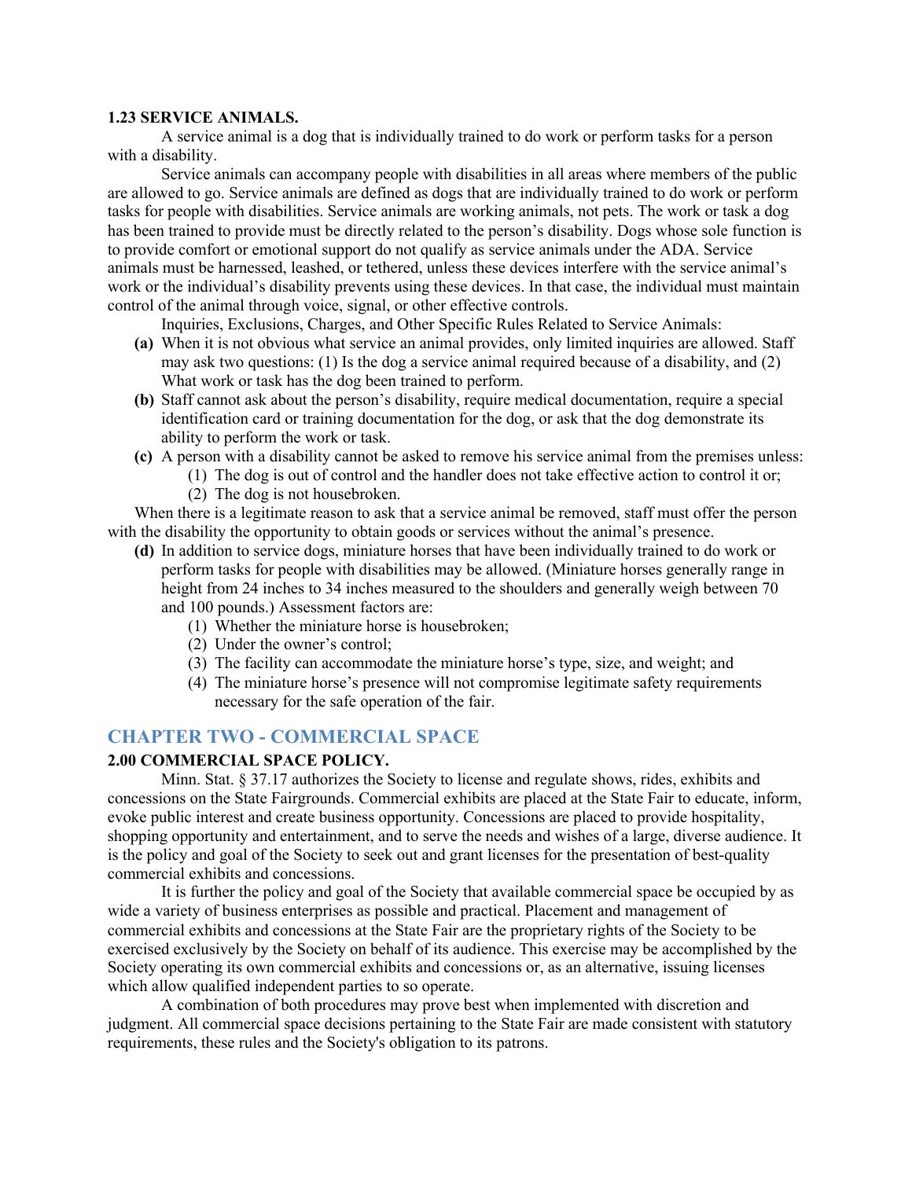**1.23 SERVICE ANIMALS.**

A service animal is a dog that is individually trained to do work or perform tasks for a person with a disability.

Service animals can accompany people with disabilities in all areas where members of the public are allowed to go. Service animals are defined as dogs that are individually trained to do work or perform tasks for people with disabilities. Service animals are working animals, not pets. The work or task a dog has been trained to provide must be directly related to the person's disability. Dogs whose sole function is to provide comfort or emotional support do not qualify as service animals under the ADA. Service animals must be harnessed, leashed, or tethered, unless these devices interfere with the service animal's work or the individual's disability prevents using these devices. In that case, the individual must maintain control of the animal through voice, signal, or other effective controls.

Inquiries, Exclusions, Charges, and Other Specific Rules Related to Service Animals:

- **(a)** When it is not obvious what service an animal provides, only limited inquiries are allowed. Staff may ask two questions: (1) Is the dog a service animal required because of a disability, and (2) What work or task has the dog been trained to perform.
- **(b)** Staff cannot ask about the person's disability, require medical documentation, require a special identification card or training documentation for the dog, or ask that the dog demonstrate its ability to perform the work or task.
- **(c)** A person with a disability cannot be asked to remove his service animal from the premises unless:
  - (1) The dog is out of control and the handler does not take effective action to control it or;
  - (2) The dog is not housebroken.

When there is a legitimate reason to ask that a service animal be removed, staff must offer the person with the disability the opportunity to obtain goods or services without the animal's presence.

- **(d)** In addition to service dogs, miniature horses that have been individually trained to do work or perform tasks for people with disabilities may be allowed. (Miniature horses generally range in height from 24 inches to 34 inches measured to the shoulders and generally weigh between 70 and 100 pounds.) Assessment factors are:
  - (1) Whether the miniature horse is housebroken;
  - (2) Under the owner's control;
  - (3) The facility can accommodate the miniature horse's type, size, and weight; and
  - (4) The miniature horse's presence will not compromise legitimate safety requirements necessary for the safe operation of the fair.

## CHAPTER TWO - COMMERCIAL SPACE

**2.00 COMMERCIAL SPACE POLICY.**

Minn. Stat. § 37.17 authorizes the Society to license and regulate shows, rides, exhibits and concessions on the State Fairgrounds. Commercial exhibits are placed at the State Fair to educate, inform, evoke public interest and create business opportunity. Concessions are placed to provide hospitality, shopping opportunity and entertainment, and to serve the needs and wishes of a large, diverse audience. It is the policy and goal of the Society to seek out and grant licenses for the presentation of best-quality commercial exhibits and concessions.

It is further the policy and goal of the Society that available commercial space be occupied by as wide a variety of business enterprises as possible and practical. Placement and management of commercial exhibits and concessions at the State Fair are the proprietary rights of the Society to be exercised exclusively by the Society on behalf of its audience. This exercise may be accomplished by the Society operating its own commercial exhibits and concessions or, as an alternative, issuing licenses which allow qualified independent parties to so operate.

A combination of both procedures may prove best when implemented with discretion and judgment. All commercial space decisions pertaining to the State Fair are made consistent with statutory requirements, these rules and the Society's obligation to its patrons.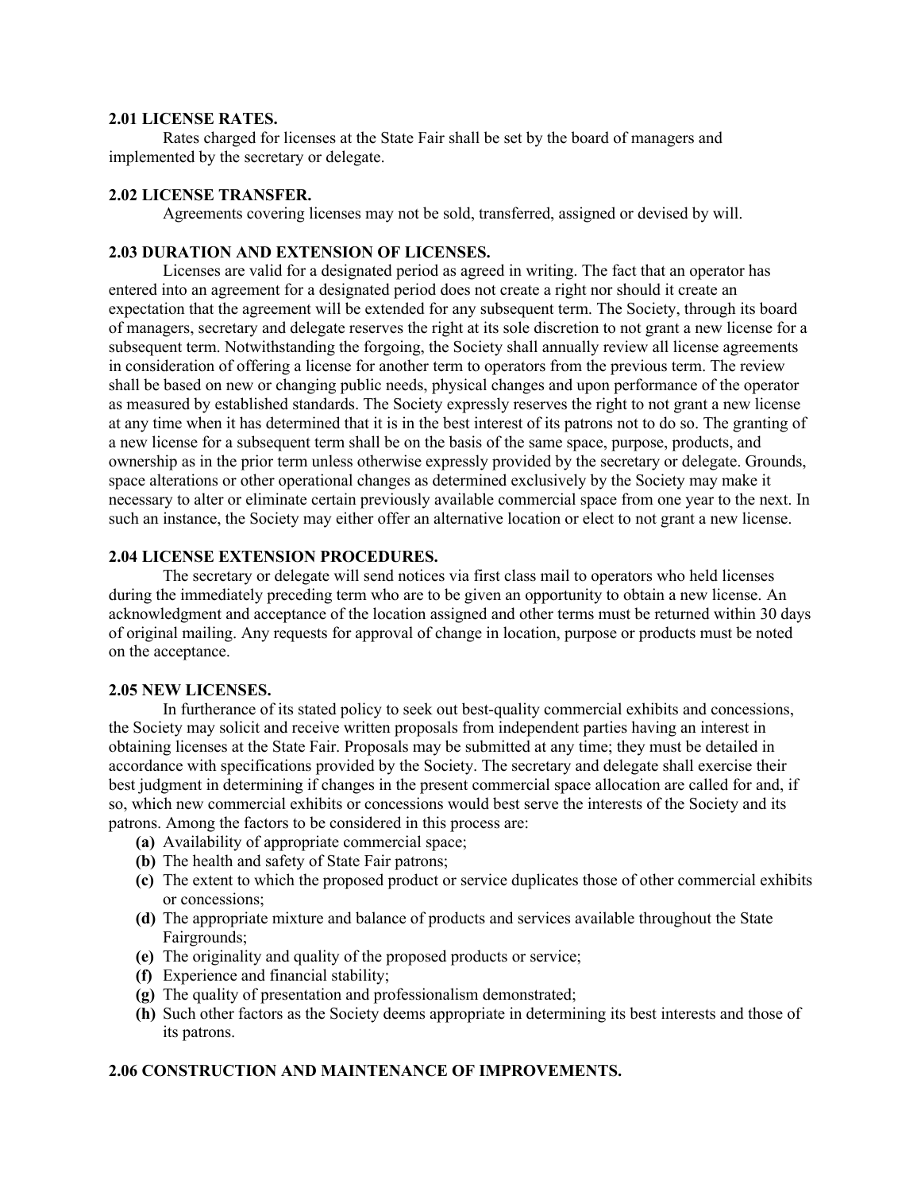**2.01 LICENSE RATES.**

Rates charged for licenses at the State Fair shall be set by the board of managers and implemented by the secretary or delegate.

**2.02 LICENSE TRANSFER.**

Agreements covering licenses may not be sold, transferred, assigned or devised by will.

**2.03 DURATION AND EXTENSION OF LICENSES.**

Licenses are valid for a designated period as agreed in writing. The fact that an operator has entered into an agreement for a designated period does not create a right nor should it create an expectation that the agreement will be extended for any subsequent term. The Society, through its board of managers, secretary and delegate reserves the right at its sole discretion to not grant a new license for a subsequent term. Notwithstanding the forgoing, the Society shall annually review all license agreements in consideration of offering a license for another term to operators from the previous term. The review shall be based on new or changing public needs, physical changes and upon performance of the operator as measured by established standards. The Society expressly reserves the right to not grant a new license at any time when it has determined that it is in the best interest of its patrons not to do so. The granting of a new license for a subsequent term shall be on the basis of the same space, purpose, products, and ownership as in the prior term unless otherwise expressly provided by the secretary or delegate. Grounds, space alterations or other operational changes as determined exclusively by the Society may make it necessary to alter or eliminate certain previously available commercial space from one year to the next. In such an instance, the Society may either offer an alternative location or elect to not grant a new license.

**2.04 LICENSE EXTENSION PROCEDURES.**

The secretary or delegate will send notices via first class mail to operators who held licenses during the immediately preceding term who are to be given an opportunity to obtain a new license. An acknowledgment and acceptance of the location assigned and other terms must be returned within 30 days of original mailing. Any requests for approval of change in location, purpose or products must be noted on the acceptance.

**2.05 NEW LICENSES.**

In furtherance of its stated policy to seek out best-quality commercial exhibits and concessions, the Society may solicit and receive written proposals from independent parties having an interest in obtaining licenses at the State Fair. Proposals may be submitted at any time; they must be detailed in accordance with specifications provided by the Society. The secretary and delegate shall exercise their best judgment in determining if changes in the present commercial space allocation are called for and, if so, which new commercial exhibits or concessions would best serve the interests of the Society and its patrons. Among the factors to be considered in this process are:

- **(a)** Availability of appropriate commercial space;
- **(b)** The health and safety of State Fair patrons;
- **(c)** The extent to which the proposed product or service duplicates those of other commercial exhibits or concessions;
- **(d)** The appropriate mixture and balance of products and services available throughout the State Fairgrounds;
- **(e)** The originality and quality of the proposed products or service;
- **(f)** Experience and financial stability;
- **(g)** The quality of presentation and professionalism demonstrated;
- **(h)** Such other factors as the Society deems appropriate in determining its best interests and those of its patrons.

**2.06 CONSTRUCTION AND MAINTENANCE OF IMPROVEMENTS.**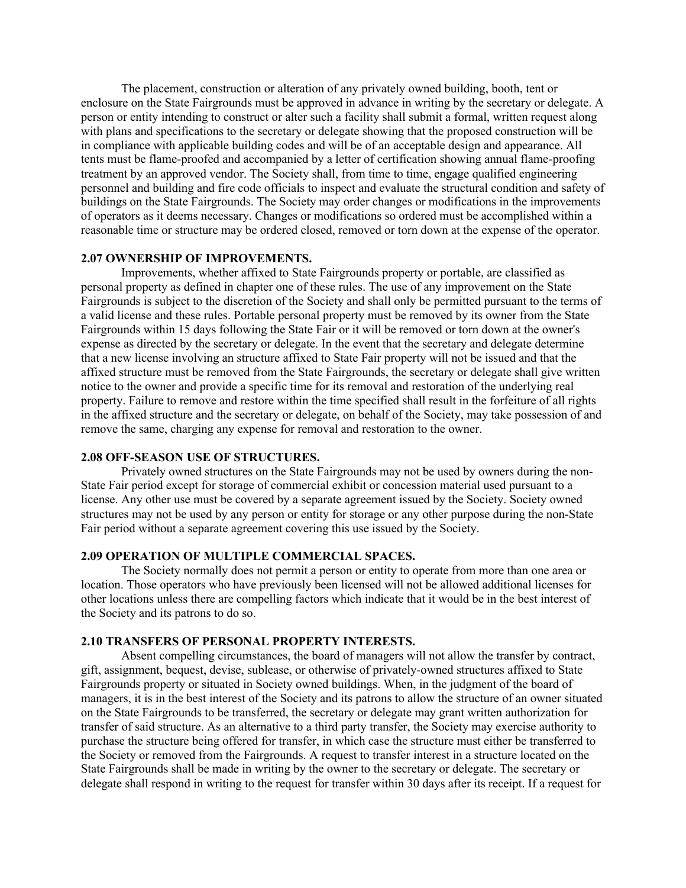The placement, construction or alteration of any privately owned building, booth, tent or enclosure on the State Fairgrounds must be approved in advance in writing by the secretary or delegate. A person or entity intending to construct or alter such a facility shall submit a formal, written request along with plans and specifications to the secretary or delegate showing that the proposed construction will be in compliance with applicable building codes and will be of an acceptable design and appearance. All tents must be flame-proofed and accompanied by a letter of certification showing annual flame-proofing treatment by an approved vendor. The Society shall, from time to time, engage qualified engineering personnel and building and fire code officials to inspect and evaluate the structural condition and safety of buildings on the State Fairgrounds. The Society may order changes or modifications in the improvements of operators as it deems necessary. Changes or modifications so ordered must be accomplished within a reasonable time or structure may be ordered closed, removed or torn down at the expense of the operator.

**2.07 OWNERSHIP OF IMPROVEMENTS.**

Improvements, whether affixed to State Fairgrounds property or portable, are classified as personal property as defined in chapter one of these rules. The use of any improvement on the State Fairgrounds is subject to the discretion of the Society and shall only be permitted pursuant to the terms of a valid license and these rules. Portable personal property must be removed by its owner from the State Fairgrounds within 15 days following the State Fair or it will be removed or torn down at the owner's expense as directed by the secretary or delegate. In the event that the secretary and delegate determine that a new license involving an structure affixed to State Fair property will not be issued and that the affixed structure must be removed from the State Fairgrounds, the secretary or delegate shall give written notice to the owner and provide a specific time for its removal and restoration of the underlying real property. Failure to remove and restore within the time specified shall result in the forfeiture of all rights in the affixed structure and the secretary or delegate, on behalf of the Society, may take possession of and remove the same, charging any expense for removal and restoration to the owner.

**2.08 OFF-SEASON USE OF STRUCTURES.**

Privately owned structures on the State Fairgrounds may not be used by owners during the non-State Fair period except for storage of commercial exhibit or concession material used pursuant to a license. Any other use must be covered by a separate agreement issued by the Society. Society owned structures may not be used by any person or entity for storage or any other purpose during the non-State Fair period without a separate agreement covering this use issued by the Society.

**2.09 OPERATION OF MULTIPLE COMMERCIAL SPACES.**

The Society normally does not permit a person or entity to operate from more than one area or location. Those operators who have previously been licensed will not be allowed additional licenses for other locations unless there are compelling factors which indicate that it would be in the best interest of the Society and its patrons to do so.

**2.10 TRANSFERS OF PERSONAL PROPERTY INTERESTS.**

Absent compelling circumstances, the board of managers will not allow the transfer by contract, gift, assignment, bequest, devise, sublease, or otherwise of privately-owned structures affixed to State Fairgrounds property or situated in Society owned buildings. When, in the judgment of the board of managers, it is in the best interest of the Society and its patrons to allow the structure of an owner situated on the State Fairgrounds to be transferred, the secretary or delegate may grant written authorization for transfer of said structure. As an alternative to a third party transfer, the Society may exercise authority to purchase the structure being offered for transfer, in which case the structure must either be transferred to the Society or removed from the Fairgrounds. A request to transfer interest in a structure located on the State Fairgrounds shall be made in writing by the owner to the secretary or delegate. The secretary or delegate shall respond in writing to the request for transfer within 30 days after its receipt. If a request for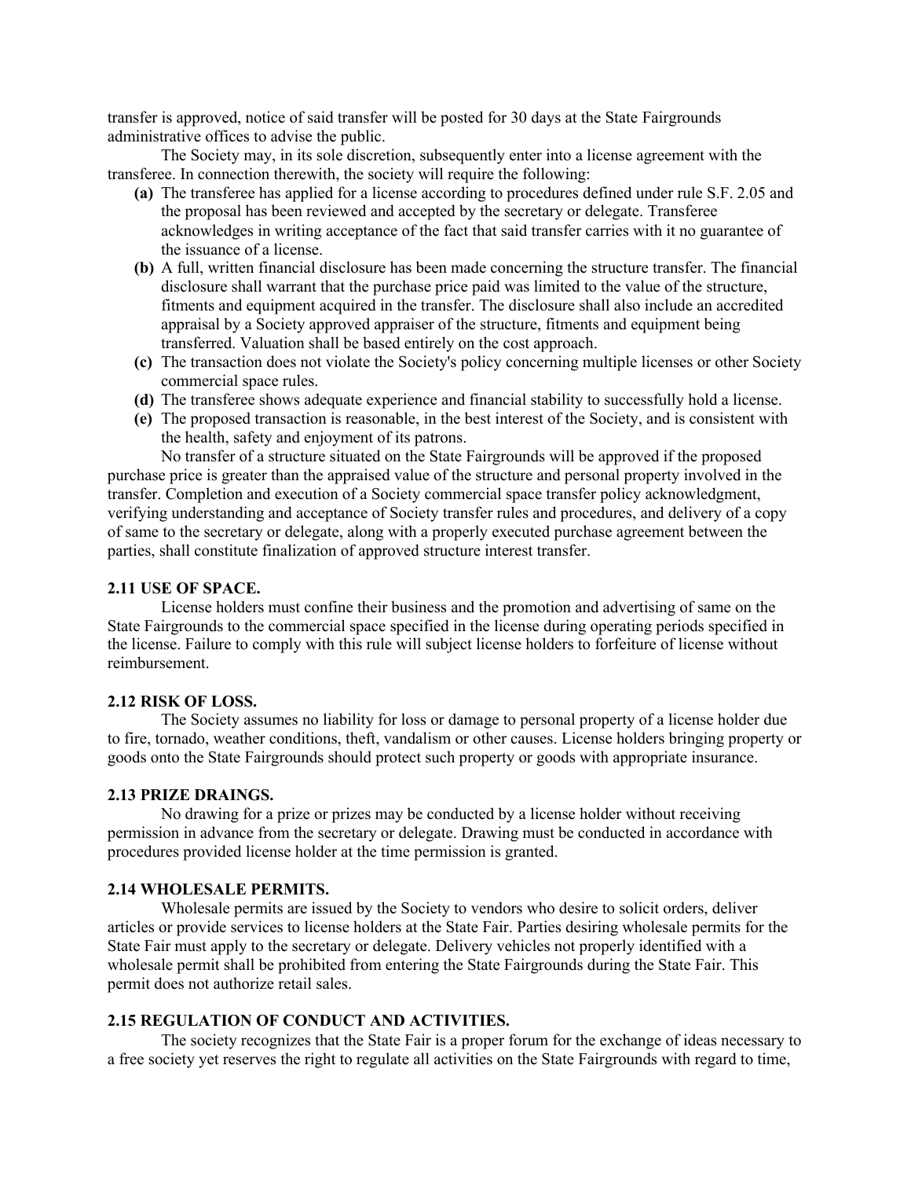transfer is approved, notice of said transfer will be posted for 30 days at the State Fairgrounds administrative offices to advise the public.

The Society may, in its sole discretion, subsequently enter into a license agreement with the transferee. In connection therewith, the society will require the following:

- **(a)** The transferee has applied for a license according to procedures defined under rule S.F. 2.05 and the proposal has been reviewed and accepted by the secretary or delegate. Transferee acknowledges in writing acceptance of the fact that said transfer carries with it no guarantee of the issuance of a license.
- **(b)** A full, written financial disclosure has been made concerning the structure transfer. The financial disclosure shall warrant that the purchase price paid was limited to the value of the structure, fitments and equipment acquired in the transfer. The disclosure shall also include an accredited appraisal by a Society approved appraiser of the structure, fitments and equipment being transferred. Valuation shall be based entirely on the cost approach.
- **(c)** The transaction does not violate the Society's policy concerning multiple licenses or other Society commercial space rules.
- **(d)** The transferee shows adequate experience and financial stability to successfully hold a license.
- **(e)** The proposed transaction is reasonable, in the best interest of the Society, and is consistent with the health, safety and enjoyment of its patrons.

No transfer of a structure situated on the State Fairgrounds will be approved if the proposed purchase price is greater than the appraised value of the structure and personal property involved in the transfer. Completion and execution of a Society commercial space transfer policy acknowledgment, verifying understanding and acceptance of Society transfer rules and procedures, and delivery of a copy of same to the secretary or delegate, along with a properly executed purchase agreement between the parties, shall constitute finalization of approved structure interest transfer.

### 2.11 USE OF SPACE.

License holders must confine their business and the promotion and advertising of same on the State Fairgrounds to the commercial space specified in the license during operating periods specified in the license. Failure to comply with this rule will subject license holders to forfeiture of license without reimbursement.

### 2.12 RISK OF LOSS.

The Society assumes no liability for loss or damage to personal property of a license holder due to fire, tornado, weather conditions, theft, vandalism or other causes. License holders bringing property or goods onto the State Fairgrounds should protect such property or goods with appropriate insurance.

### 2.13 PRIZE DRAINGS.

No drawing for a prize or prizes may be conducted by a license holder without receiving permission in advance from the secretary or delegate. Drawing must be conducted in accordance with procedures provided license holder at the time permission is granted.

### 2.14 WHOLESALE PERMITS.

Wholesale permits are issued by the Society to vendors who desire to solicit orders, deliver articles or provide services to license holders at the State Fair. Parties desiring wholesale permits for the State Fair must apply to the secretary or delegate. Delivery vehicles not properly identified with a wholesale permit shall be prohibited from entering the State Fairgrounds during the State Fair. This permit does not authorize retail sales.

### 2.15 REGULATION OF CONDUCT AND ACTIVITIES.

The society recognizes that the State Fair is a proper forum for the exchange of ideas necessary to a free society yet reserves the right to regulate all activities on the State Fairgrounds with regard to time,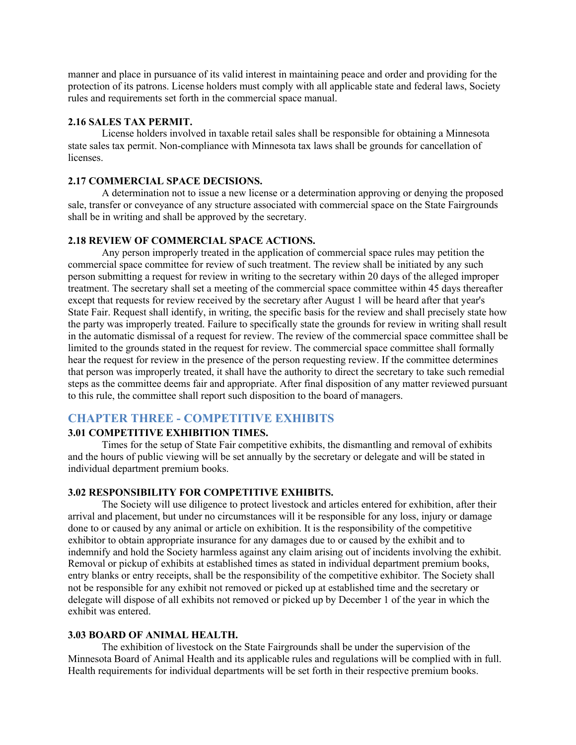manner and place in pursuance of its valid interest in maintaining peace and order and providing for the protection of its patrons. License holders must comply with all applicable state and federal laws, Society rules and requirements set forth in the commercial space manual.

**2.16 SALES TAX PERMIT.**

License holders involved in taxable retail sales shall be responsible for obtaining a Minnesota state sales tax permit. Non-compliance with Minnesota tax laws shall be grounds for cancellation of licenses.

**2.17 COMMERCIAL SPACE DECISIONS.**

A determination not to issue a new license or a determination approving or denying the proposed sale, transfer or conveyance of any structure associated with commercial space on the State Fairgrounds shall be in writing and shall be approved by the secretary.

**2.18 REVIEW OF COMMERCIAL SPACE ACTIONS.**

Any person improperly treated in the application of commercial space rules may petition the commercial space committee for review of such treatment. The review shall be initiated by any such person submitting a request for review in writing to the secretary within 20 days of the alleged improper treatment. The secretary shall set a meeting of the commercial space committee within 45 days thereafter except that requests for review received by the secretary after August 1 will be heard after that year's State Fair. Request shall identify, in writing, the specific basis for the review and shall precisely state how the party was improperly treated. Failure to specifically state the grounds for review in writing shall result in the automatic dismissal of a request for review. The review of the commercial space committee shall be limited to the grounds stated in the request for review. The commercial space committee shall formally hear the request for review in the presence of the person requesting review. If the committee determines that person was improperly treated, it shall have the authority to direct the secretary to take such remedial steps as the committee deems fair and appropriate. After final disposition of any matter reviewed pursuant to this rule, the committee shall report such disposition to the board of managers.

## CHAPTER THREE - COMPETITIVE EXHIBITS

**3.01 COMPETITIVE EXHIBITION TIMES.**

Times for the setup of State Fair competitive exhibits, the dismantling and removal of exhibits and the hours of public viewing will be set annually by the secretary or delegate and will be stated in individual department premium books.

**3.02 RESPONSIBILITY FOR COMPETITIVE EXHIBITS.**

The Society will use diligence to protect livestock and articles entered for exhibition, after their arrival and placement, but under no circumstances will it be responsible for any loss, injury or damage done to or caused by any animal or article on exhibition. It is the responsibility of the competitive exhibitor to obtain appropriate insurance for any damages due to or caused by the exhibit and to indemnify and hold the Society harmless against any claim arising out of incidents involving the exhibit. Removal or pickup of exhibits at established times as stated in individual department premium books, entry blanks or entry receipts, shall be the responsibility of the competitive exhibitor. The Society shall not be responsible for any exhibit not removed or picked up at established time and the secretary or delegate will dispose of all exhibits not removed or picked up by December 1 of the year in which the exhibit was entered.

**3.03 BOARD OF ANIMAL HEALTH.**

The exhibition of livestock on the State Fairgrounds shall be under the supervision of the Minnesota Board of Animal Health and its applicable rules and regulations will be complied with in full. Health requirements for individual departments will be set forth in their respective premium books.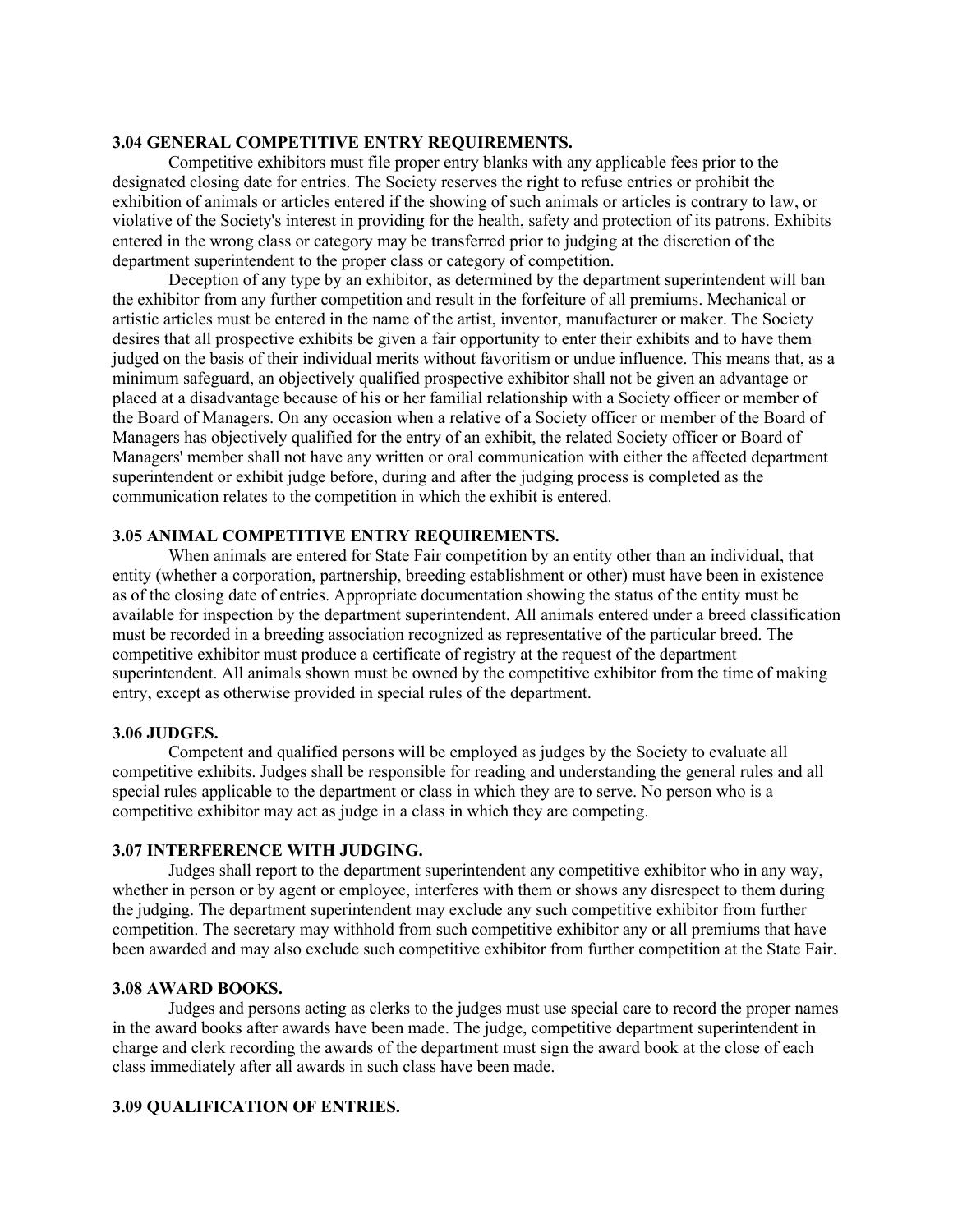**3.04 GENERAL COMPETITIVE ENTRY REQUIREMENTS.**

Competitive exhibitors must file proper entry blanks with any applicable fees prior to the designated closing date for entries. The Society reserves the right to refuse entries or prohibit the exhibition of animals or articles entered if the showing of such animals or articles is contrary to law, or violative of the Society's interest in providing for the health, safety and protection of its patrons. Exhibits entered in the wrong class or category may be transferred prior to judging at the discretion of the department superintendent to the proper class or category of competition.

Deception of any type by an exhibitor, as determined by the department superintendent will ban the exhibitor from any further competition and result in the forfeiture of all premiums. Mechanical or artistic articles must be entered in the name of the artist, inventor, manufacturer or maker. The Society desires that all prospective exhibits be given a fair opportunity to enter their exhibits and to have them judged on the basis of their individual merits without favoritism or undue influence. This means that, as a minimum safeguard, an objectively qualified prospective exhibitor shall not be given an advantage or placed at a disadvantage because of his or her familial relationship with a Society officer or member of the Board of Managers. On any occasion when a relative of a Society officer or member of the Board of Managers has objectively qualified for the entry of an exhibit, the related Society officer or Board of Managers' member shall not have any written or oral communication with either the affected department superintendent or exhibit judge before, during and after the judging process is completed as the communication relates to the competition in which the exhibit is entered.

**3.05 ANIMAL COMPETITIVE ENTRY REQUIREMENTS.**

When animals are entered for State Fair competition by an entity other than an individual, that entity (whether a corporation, partnership, breeding establishment or other) must have been in existence as of the closing date of entries. Appropriate documentation showing the status of the entity must be available for inspection by the department superintendent. All animals entered under a breed classification must be recorded in a breeding association recognized as representative of the particular breed. The competitive exhibitor must produce a certificate of registry at the request of the department superintendent. All animals shown must be owned by the competitive exhibitor from the time of making entry, except as otherwise provided in special rules of the department.

**3.06 JUDGES.**

Competent and qualified persons will be employed as judges by the Society to evaluate all competitive exhibits. Judges shall be responsible for reading and understanding the general rules and all special rules applicable to the department or class in which they are to serve. No person who is a competitive exhibitor may act as judge in a class in which they are competing.

**3.07 INTERFERENCE WITH JUDGING.**

Judges shall report to the department superintendent any competitive exhibitor who in any way, whether in person or by agent or employee, interferes with them or shows any disrespect to them during the judging. The department superintendent may exclude any such competitive exhibitor from further competition. The secretary may withhold from such competitive exhibitor any or all premiums that have been awarded and may also exclude such competitive exhibitor from further competition at the State Fair.

**3.08 AWARD BOOKS.**

Judges and persons acting as clerks to the judges must use special care to record the proper names in the award books after awards have been made. The judge, competitive department superintendent in charge and clerk recording the awards of the department must sign the award book at the close of each class immediately after all awards in such class have been made.

**3.09 QUALIFICATION OF ENTRIES.**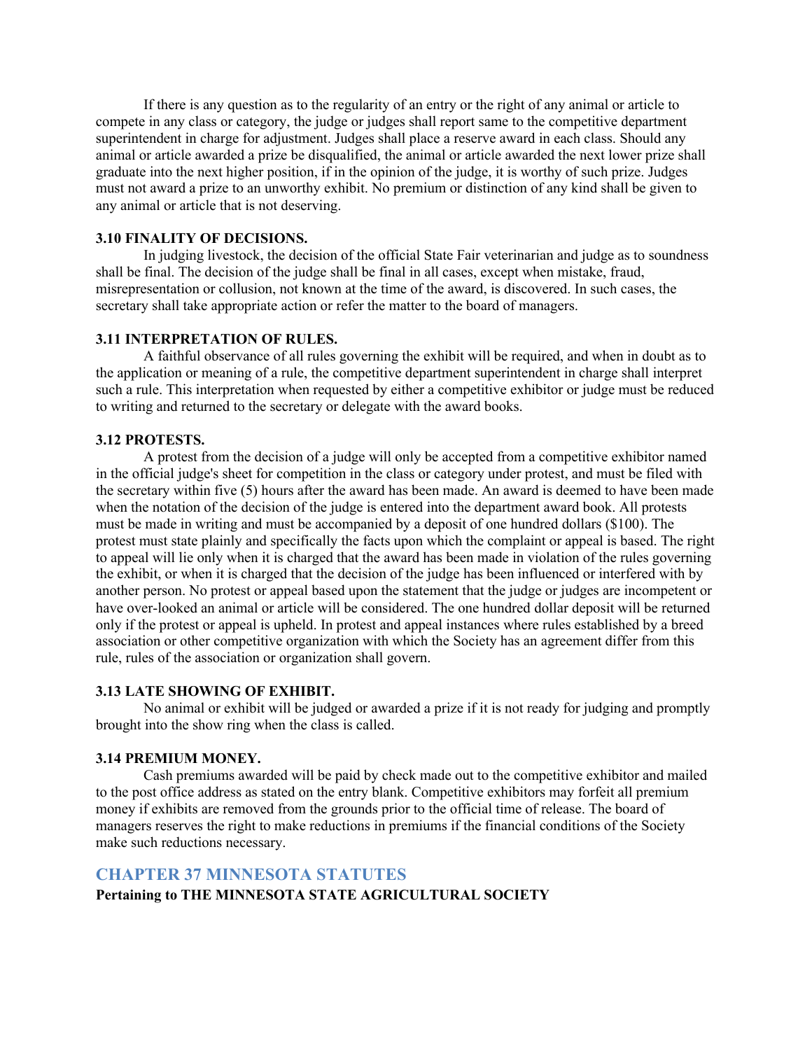If there is any question as to the regularity of an entry or the right of any animal or article to compete in any class or category, the judge or judges shall report same to the competitive department superintendent in charge for adjustment. Judges shall place a reserve award in each class. Should any animal or article awarded a prize be disqualified, the animal or article awarded the next lower prize shall graduate into the next higher position, if in the opinion of the judge, it is worthy of such prize. Judges must not award a prize to an unworthy exhibit. No premium or distinction of any kind shall be given to any animal or article that is not deserving.

**3.10 FINALITY OF DECISIONS.**

In judging livestock, the decision of the official State Fair veterinarian and judge as to soundness shall be final. The decision of the judge shall be final in all cases, except when mistake, fraud, misrepresentation or collusion, not known at the time of the award, is discovered. In such cases, the secretary shall take appropriate action or refer the matter to the board of managers.

**3.11 INTERPRETATION OF RULES.**

A faithful observance of all rules governing the exhibit will be required, and when in doubt as to the application or meaning of a rule, the competitive department superintendent in charge shall interpret such a rule. This interpretation when requested by either a competitive exhibitor or judge must be reduced to writing and returned to the secretary or delegate with the award books.

**3.12 PROTESTS.**

A protest from the decision of a judge will only be accepted from a competitive exhibitor named in the official judge's sheet for competition in the class or category under protest, and must be filed with the secretary within five (5) hours after the award has been made. An award is deemed to have been made when the notation of the decision of the judge is entered into the department award book. All protests must be made in writing and must be accompanied by a deposit of one hundred dollars ($100). The protest must state plainly and specifically the facts upon which the complaint or appeal is based. The right to appeal will lie only when it is charged that the award has been made in violation of the rules governing the exhibit, or when it is charged that the decision of the judge has been influenced or interfered with by another person. No protest or appeal based upon the statement that the judge or judges are incompetent or have over-looked an animal or article will be considered. The one hundred dollar deposit will be returned only if the protest or appeal is upheld. In protest and appeal instances where rules established by a breed association or other competitive organization with which the Society has an agreement differ from this rule, rules of the association or organization shall govern.

**3.13 LATE SHOWING OF EXHIBIT.**

No animal or exhibit will be judged or awarded a prize if it is not ready for judging and promptly brought into the show ring when the class is called.

**3.14 PREMIUM MONEY.**

Cash premiums awarded will be paid by check made out to the competitive exhibitor and mailed to the post office address as stated on the entry blank. Competitive exhibitors may forfeit all premium money if exhibits are removed from the grounds prior to the official time of release. The board of managers reserves the right to make reductions in premiums if the financial conditions of the Society make such reductions necessary.

## CHAPTER 37 MINNESOTA STATUTES

**Pertaining to THE MINNESOTA STATE AGRICULTURAL SOCIETY**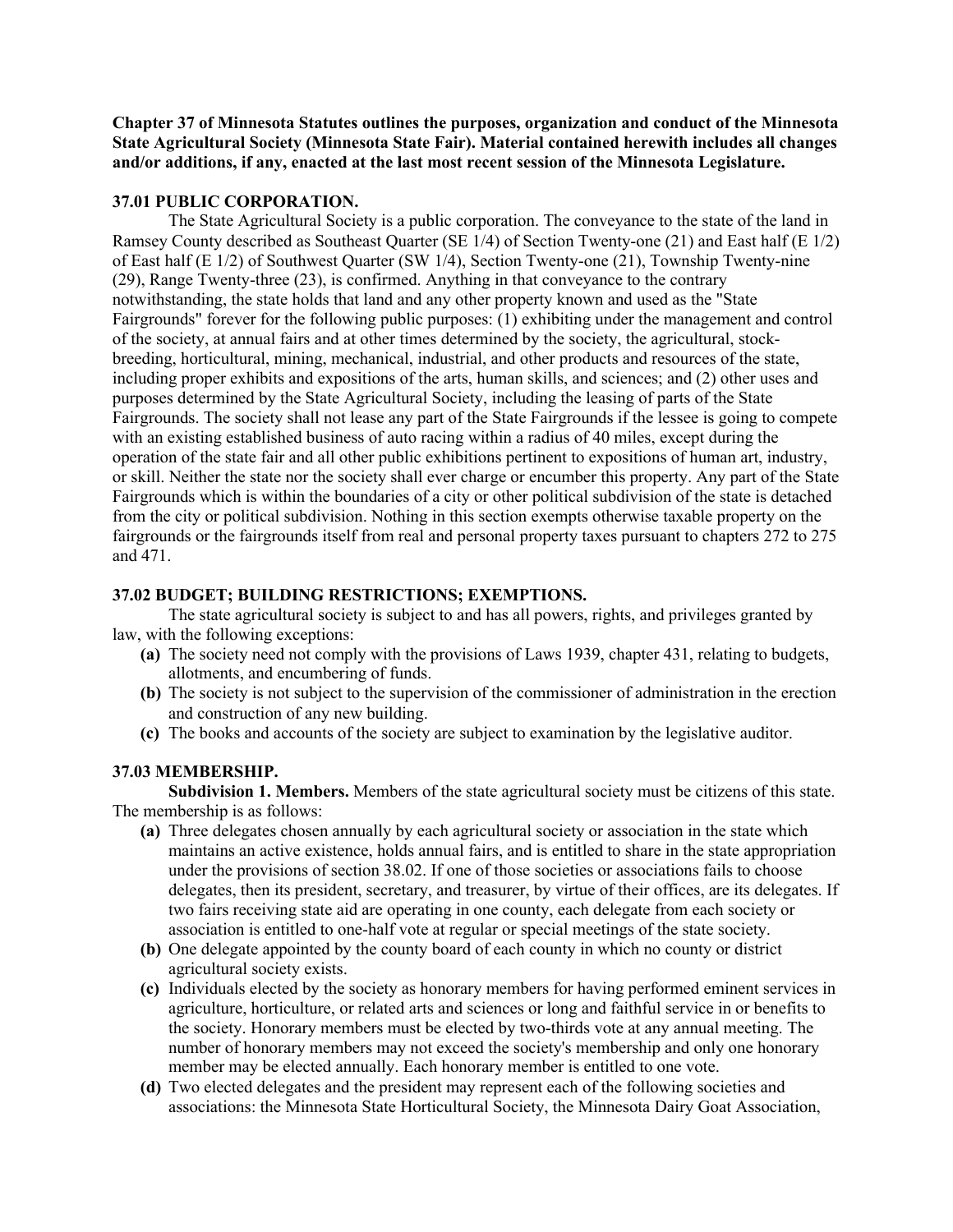**Chapter 37 of Minnesota Statutes outlines the purposes, organization and conduct of the Minnesota State Agricultural Society (Minnesota State Fair). Material contained herewith includes all changes and/or additions, if any, enacted at the last most recent session of the Minnesota Legislature.**

## 37.01 PUBLIC CORPORATION.

The State Agricultural Society is a public corporation. The conveyance to the state of the land in Ramsey County described as Southeast Quarter (SE 1/4) of Section Twenty-one (21) and East half (E 1/2) of East half (E 1/2) of Southwest Quarter (SW 1/4), Section Twenty-one (21), Township Twenty-nine (29), Range Twenty-three (23), is confirmed. Anything in that conveyance to the contrary notwithstanding, the state holds that land and any other property known and used as the "State Fairgrounds" forever for the following public purposes: (1) exhibiting under the management and control of the society, at annual fairs and at other times determined by the society, the agricultural, stock-breeding, horticultural, mining, mechanical, industrial, and other products and resources of the state, including proper exhibits and expositions of the arts, human skills, and sciences; and (2) other uses and purposes determined by the State Agricultural Society, including the leasing of parts of the State Fairgrounds. The society shall not lease any part of the State Fairgrounds if the lessee is going to compete with an existing established business of auto racing within a radius of 40 miles, except during the operation of the state fair and all other public exhibitions pertinent to expositions of human art, industry, or skill. Neither the state nor the society shall ever charge or encumber this property. Any part of the State Fairgrounds which is within the boundaries of a city or other political subdivision of the state is detached from the city or political subdivision. Nothing in this section exempts otherwise taxable property on the fairgrounds or the fairgrounds itself from real and personal property taxes pursuant to chapters 272 to 275 and 471.

## 37.02 BUDGET; BUILDING RESTRICTIONS; EXEMPTIONS.

The state agricultural society is subject to and has all powers, rights, and privileges granted by law, with the following exceptions:

- **(a)** The society need not comply with the provisions of Laws 1939, chapter 431, relating to budgets, allotments, and encumbering of funds.
- **(b)** The society is not subject to the supervision of the commissioner of administration in the erection and construction of any new building.
- **(c)** The books and accounts of the society are subject to examination by the legislative auditor.

## 37.03 MEMBERSHIP.

**Subdivision 1. Members.** Members of the state agricultural society must be citizens of this state. The membership is as follows:

- **(a)** Three delegates chosen annually by each agricultural society or association in the state which maintains an active existence, holds annual fairs, and is entitled to share in the state appropriation under the provisions of section 38.02. If one of those societies or associations fails to choose delegates, then its president, secretary, and treasurer, by virtue of their offices, are its delegates. If two fairs receiving state aid are operating in one county, each delegate from each society or association is entitled to one-half vote at regular or special meetings of the state society.
- **(b)** One delegate appointed by the county board of each county in which no county or district agricultural society exists.
- **(c)** Individuals elected by the society as honorary members for having performed eminent services in agriculture, horticulture, or related arts and sciences or long and faithful service in or benefits to the society. Honorary members must be elected by two-thirds vote at any annual meeting. The number of honorary members may not exceed the society's membership and only one honorary member may be elected annually. Each honorary member is entitled to one vote.
- **(d)** Two elected delegates and the president may represent each of the following societies and associations: the Minnesota State Horticultural Society, the Minnesota Dairy Goat Association,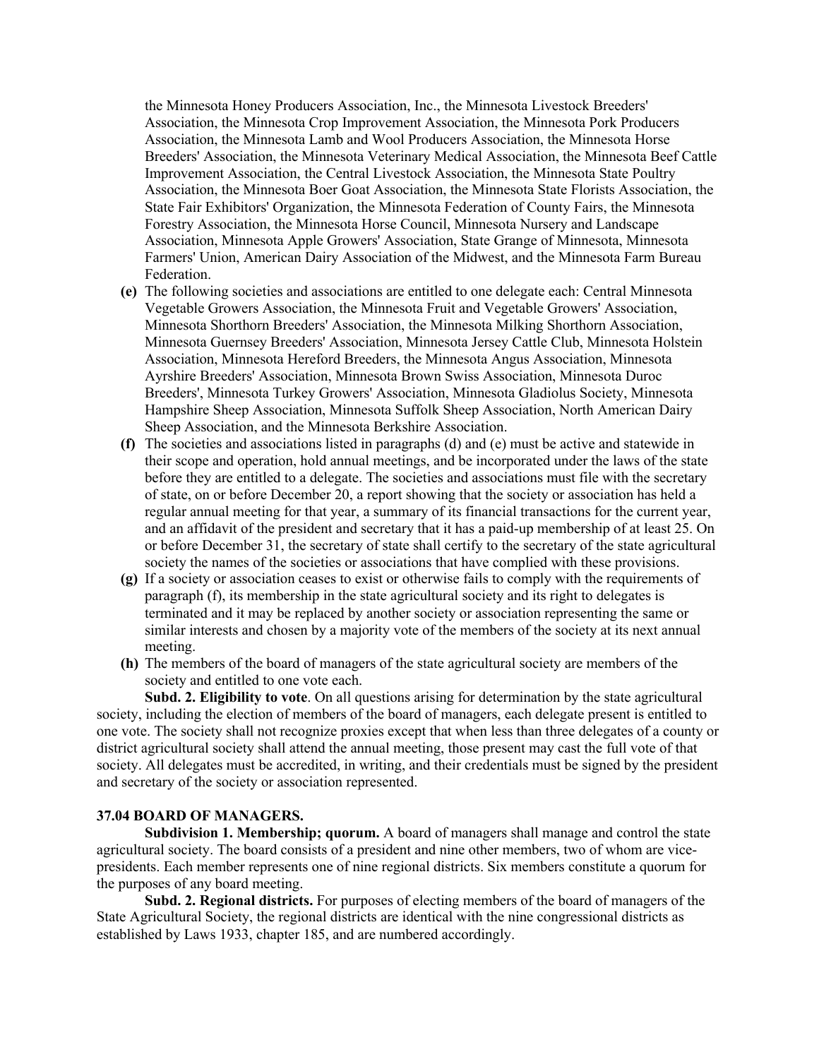the Minnesota Honey Producers Association, Inc., the Minnesota Livestock Breeders' Association, the Minnesota Crop Improvement Association, the Minnesota Pork Producers Association, the Minnesota Lamb and Wool Producers Association, the Minnesota Horse Breeders' Association, the Minnesota Veterinary Medical Association, the Minnesota Beef Cattle Improvement Association, the Central Livestock Association, the Minnesota State Poultry Association, the Minnesota Boer Goat Association, the Minnesota State Florists Association, the State Fair Exhibitors' Organization, the Minnesota Federation of County Fairs, the Minnesota Forestry Association, the Minnesota Horse Council, Minnesota Nursery and Landscape Association, Minnesota Apple Growers' Association, State Grange of Minnesota, Minnesota Farmers' Union, American Dairy Association of the Midwest, and the Minnesota Farm Bureau Federation.

- **(e)** The following societies and associations are entitled to one delegate each: Central Minnesota Vegetable Growers Association, the Minnesota Fruit and Vegetable Growers' Association, Minnesota Shorthorn Breeders' Association, the Minnesota Milking Shorthorn Association, Minnesota Guernsey Breeders' Association, Minnesota Jersey Cattle Club, Minnesota Holstein Association, Minnesota Hereford Breeders, the Minnesota Angus Association, Minnesota Ayrshire Breeders' Association, Minnesota Brown Swiss Association, Minnesota Duroc Breeders', Minnesota Turkey Growers' Association, Minnesota Gladiolus Society, Minnesota Hampshire Sheep Association, Minnesota Suffolk Sheep Association, North American Dairy Sheep Association, and the Minnesota Berkshire Association.
- **(f)** The societies and associations listed in paragraphs (d) and (e) must be active and statewide in their scope and operation, hold annual meetings, and be incorporated under the laws of the state before they are entitled to a delegate. The societies and associations must file with the secretary of state, on or before December 20, a report showing that the society or association has held a regular annual meeting for that year, a summary of its financial transactions for the current year, and an affidavit of the president and secretary that it has a paid-up membership of at least 25. On or before December 31, the secretary of state shall certify to the secretary of the state agricultural society the names of the societies or associations that have complied with these provisions.
- **(g)** If a society or association ceases to exist or otherwise fails to comply with the requirements of paragraph (f), its membership in the state agricultural society and its right to delegates is terminated and it may be replaced by another society or association representing the same or similar interests and chosen by a majority vote of the members of the society at its next annual meeting.
- **(h)** The members of the board of managers of the state agricultural society are members of the society and entitled to one vote each.

**Subd. 2. Eligibility to vote**. On all questions arising for determination by the state agricultural society, including the election of members of the board of managers, each delegate present is entitled to one vote. The society shall not recognize proxies except that when less than three delegates of a county or district agricultural society shall attend the annual meeting, those present may cast the full vote of that society. All delegates must be accredited, in writing, and their credentials must be signed by the president and secretary of the society or association represented.

## 37.04 BOARD OF MANAGERS.

**Subdivision 1. Membership; quorum.** A board of managers shall manage and control the state agricultural society. The board consists of a president and nine other members, two of whom are vice-presidents. Each member represents one of nine regional districts. Six members constitute a quorum for the purposes of any board meeting.

**Subd. 2. Regional districts.** For purposes of electing members of the board of managers of the State Agricultural Society, the regional districts are identical with the nine congressional districts as established by Laws 1933, chapter 185, and are numbered accordingly.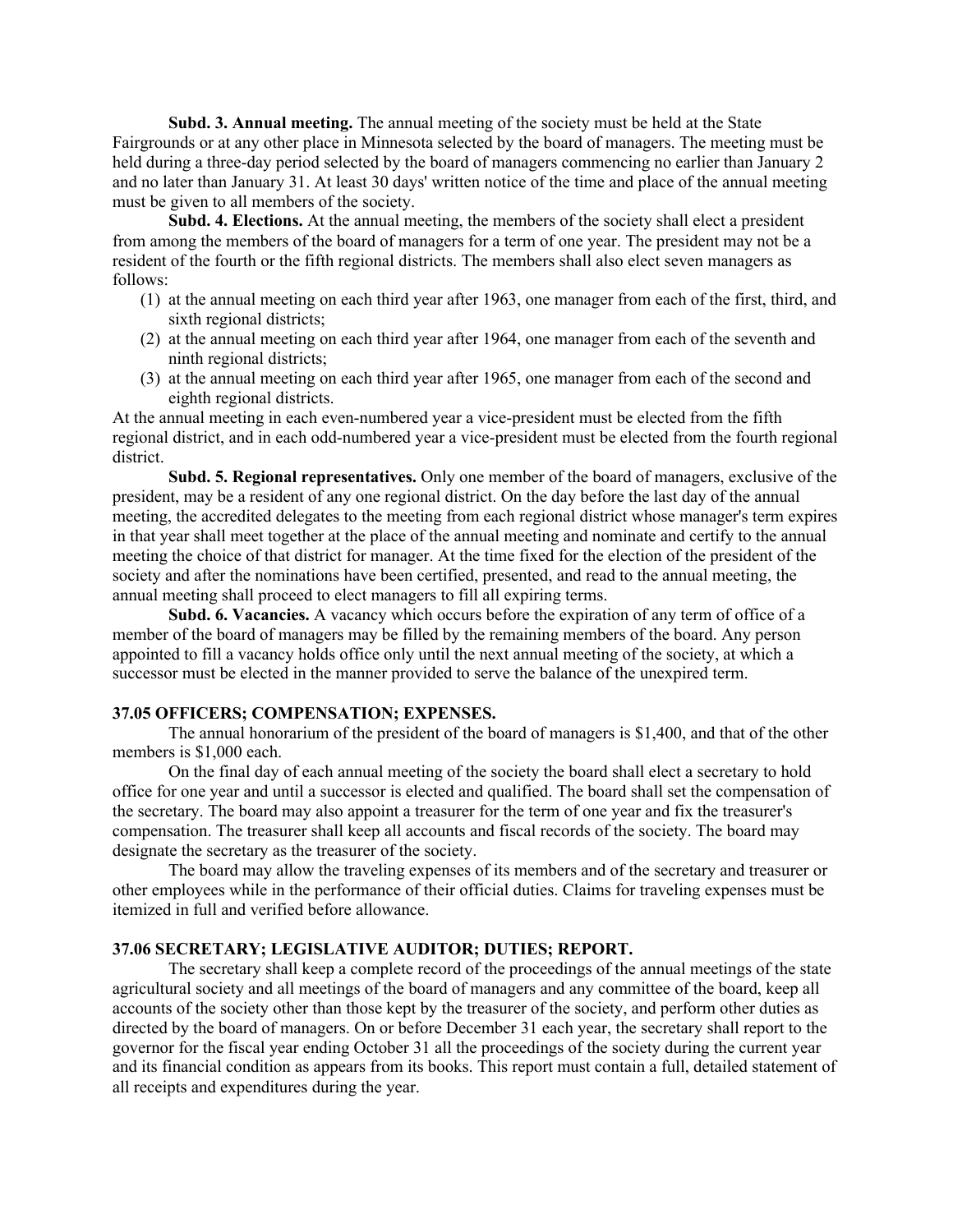**Subd. 3. Annual meeting.** The annual meeting of the society must be held at the State Fairgrounds or at any other place in Minnesota selected by the board of managers. The meeting must be held during a three-day period selected by the board of managers commencing no earlier than January 2 and no later than January 31. At least 30 days' written notice of the time and place of the annual meeting must be given to all members of the society.

**Subd. 4. Elections.** At the annual meeting, the members of the society shall elect a president from among the members of the board of managers for a term of one year. The president may not be a resident of the fourth or the fifth regional districts. The members shall also elect seven managers as follows:

(1) at the annual meeting on each third year after 1963, one manager from each of the first, third, and sixth regional districts;
(2) at the annual meeting on each third year after 1964, one manager from each of the seventh and ninth regional districts;
(3) at the annual meeting on each third year after 1965, one manager from each of the second and eighth regional districts.

At the annual meeting in each even-numbered year a vice-president must be elected from the fifth regional district, and in each odd-numbered year a vice-president must be elected from the fourth regional district.

**Subd. 5. Regional representatives.** Only one member of the board of managers, exclusive of the president, may be a resident of any one regional district. On the day before the last day of the annual meeting, the accredited delegates to the meeting from each regional district whose manager's term expires in that year shall meet together at the place of the annual meeting and nominate and certify to the annual meeting the choice of that district for manager. At the time fixed for the election of the president of the society and after the nominations have been certified, presented, and read to the annual meeting, the annual meeting shall proceed to elect managers to fill all expiring terms.

**Subd. 6. Vacancies.** A vacancy which occurs before the expiration of any term of office of a member of the board of managers may be filled by the remaining members of the board. Any person appointed to fill a vacancy holds office only until the next annual meeting of the society, at which a successor must be elected in the manner provided to serve the balance of the unexpired term.

**37.05 OFFICERS; COMPENSATION; EXPENSES.**

The annual honorarium of the president of the board of managers is $1,400, and that of the other members is $1,000 each.

On the final day of each annual meeting of the society the board shall elect a secretary to hold office for one year and until a successor is elected and qualified. The board shall set the compensation of the secretary. The board may also appoint a treasurer for the term of one year and fix the treasurer's compensation. The treasurer shall keep all accounts and fiscal records of the society. The board may designate the secretary as the treasurer of the society.

The board may allow the traveling expenses of its members and of the secretary and treasurer or other employees while in the performance of their official duties. Claims for traveling expenses must be itemized in full and verified before allowance.

**37.06 SECRETARY; LEGISLATIVE AUDITOR; DUTIES; REPORT.**

The secretary shall keep a complete record of the proceedings of the annual meetings of the state agricultural society and all meetings of the board of managers and any committee of the board, keep all accounts of the society other than those kept by the treasurer of the society, and perform other duties as directed by the board of managers. On or before December 31 each year, the secretary shall report to the governor for the fiscal year ending October 31 all the proceedings of the society during the current year and its financial condition as appears from its books. This report must contain a full, detailed statement of all receipts and expenditures during the year.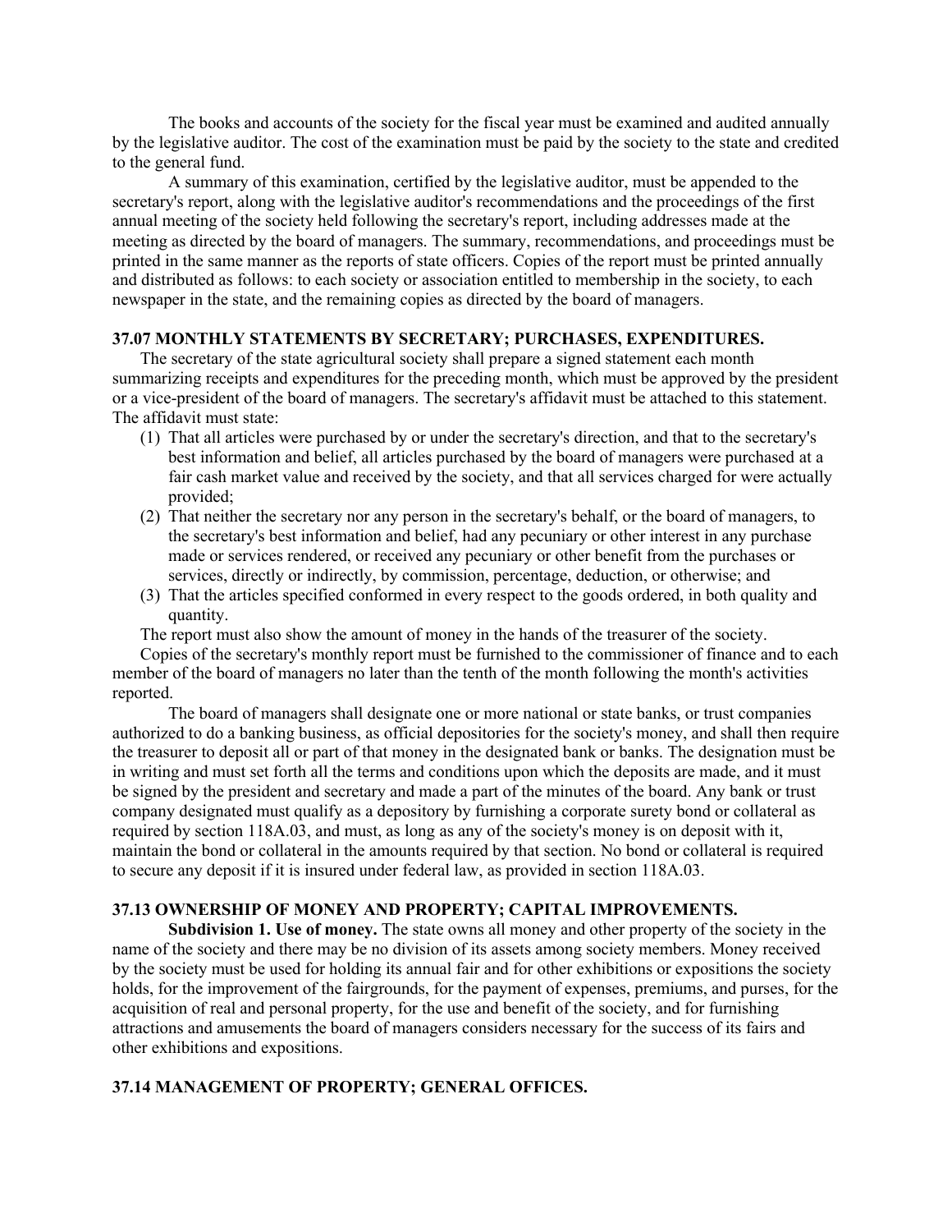The books and accounts of the society for the fiscal year must be examined and audited annually by the legislative auditor. The cost of the examination must be paid by the society to the state and credited to the general fund.

A summary of this examination, certified by the legislative auditor, must be appended to the secretary's report, along with the legislative auditor's recommendations and the proceedings of the first annual meeting of the society held following the secretary's report, including addresses made at the meeting as directed by the board of managers. The summary, recommendations, and proceedings must be printed in the same manner as the reports of state officers. Copies of the report must be printed annually and distributed as follows: to each society or association entitled to membership in the society, to each newspaper in the state, and the remaining copies as directed by the board of managers.

**37.07 MONTHLY STATEMENTS BY SECRETARY; PURCHASES, EXPENDITURES.**

The secretary of the state agricultural society shall prepare a signed statement each month summarizing receipts and expenditures for the preceding month, which must be approved by the president or a vice-president of the board of managers. The secretary's affidavit must be attached to this statement. The affidavit must state:

(1) That all articles were purchased by or under the secretary's direction, and that to the secretary's best information and belief, all articles purchased by the board of managers were purchased at a fair cash market value and received by the society, and that all services charged for were actually provided;

(2) That neither the secretary nor any person in the secretary's behalf, or the board of managers, to the secretary's best information and belief, had any pecuniary or other interest in any purchase made or services rendered, or received any pecuniary or other benefit from the purchases or services, directly or indirectly, by commission, percentage, deduction, or otherwise; and

(3) That the articles specified conformed in every respect to the goods ordered, in both quality and quantity.

The report must also show the amount of money in the hands of the treasurer of the society.

Copies of the secretary's monthly report must be furnished to the commissioner of finance and to each member of the board of managers no later than the tenth of the month following the month's activities reported.

The board of managers shall designate one or more national or state banks, or trust companies authorized to do a banking business, as official depositories for the society's money, and shall then require the treasurer to deposit all or part of that money in the designated bank or banks. The designation must be in writing and must set forth all the terms and conditions upon which the deposits are made, and it must be signed by the president and secretary and made a part of the minutes of the board. Any bank or trust company designated must qualify as a depository by furnishing a corporate surety bond or collateral as required by section 118A.03, and must, as long as any of the society's money is on deposit with it, maintain the bond or collateral in the amounts required by that section. No bond or collateral is required to secure any deposit if it is insured under federal law, as provided in section 118A.03.

**37.13 OWNERSHIP OF MONEY AND PROPERTY; CAPITAL IMPROVEMENTS.**

**Subdivision 1. Use of money.** The state owns all money and other property of the society in the name of the society and there may be no division of its assets among society members. Money received by the society must be used for holding its annual fair and for other exhibitions or expositions the society holds, for the improvement of the fairgrounds, for the payment of expenses, premiums, and purses, for the acquisition of real and personal property, for the use and benefit of the society, and for furnishing attractions and amusements the board of managers considers necessary for the success of its fairs and other exhibitions and expositions.

**37.14 MANAGEMENT OF PROPERTY; GENERAL OFFICES.**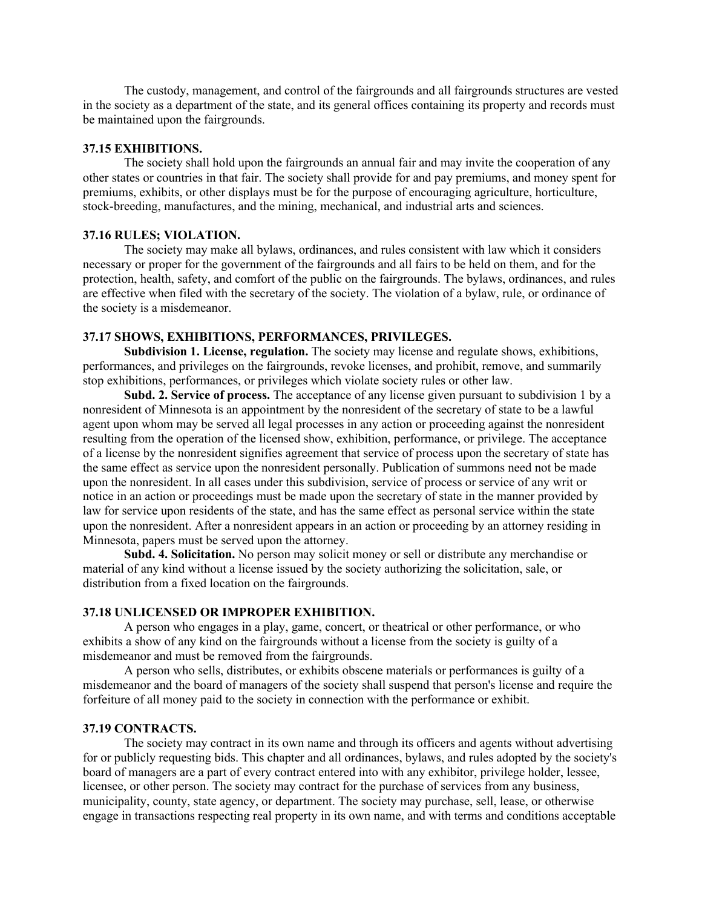The custody, management, and control of the fairgrounds and all fairgrounds structures are vested in the society as a department of the state, and its general offices containing its property and records must be maintained upon the fairgrounds.

**37.15 EXHIBITIONS.**

The society shall hold upon the fairgrounds an annual fair and may invite the cooperation of any other states or countries in that fair. The society shall provide for and pay premiums, and money spent for premiums, exhibits, or other displays must be for the purpose of encouraging agriculture, horticulture, stock-breeding, manufactures, and the mining, mechanical, and industrial arts and sciences.

**37.16 RULES; VIOLATION.**

The society may make all bylaws, ordinances, and rules consistent with law which it considers necessary or proper for the government of the fairgrounds and all fairs to be held on them, and for the protection, health, safety, and comfort of the public on the fairgrounds. The bylaws, ordinances, and rules are effective when filed with the secretary of the society. The violation of a bylaw, rule, or ordinance of the society is a misdemeanor.

**37.17 SHOWS, EXHIBITIONS, PERFORMANCES, PRIVILEGES.**

**Subdivision 1. License, regulation.** The society may license and regulate shows, exhibitions, performances, and privileges on the fairgrounds, revoke licenses, and prohibit, remove, and summarily stop exhibitions, performances, or privileges which violate society rules or other law.

**Subd. 2. Service of process.** The acceptance of any license given pursuant to subdivision 1 by a nonresident of Minnesota is an appointment by the nonresident of the secretary of state to be a lawful agent upon whom may be served all legal processes in any action or proceeding against the nonresident resulting from the operation of the licensed show, exhibition, performance, or privilege. The acceptance of a license by the nonresident signifies agreement that service of process upon the secretary of state has the same effect as service upon the nonresident personally. Publication of summons need not be made upon the nonresident. In all cases under this subdivision, service of process or service of any writ or notice in an action or proceedings must be made upon the secretary of state in the manner provided by law for service upon residents of the state, and has the same effect as personal service within the state upon the nonresident. After a nonresident appears in an action or proceeding by an attorney residing in Minnesota, papers must be served upon the attorney.

**Subd. 4. Solicitation.** No person may solicit money or sell or distribute any merchandise or material of any kind without a license issued by the society authorizing the solicitation, sale, or distribution from a fixed location on the fairgrounds.

**37.18 UNLICENSED OR IMPROPER EXHIBITION.**

A person who engages in a play, game, concert, or theatrical or other performance, or who exhibits a show of any kind on the fairgrounds without a license from the society is guilty of a misdemeanor and must be removed from the fairgrounds.

A person who sells, distributes, or exhibits obscene materials or performances is guilty of a misdemeanor and the board of managers of the society shall suspend that person's license and require the forfeiture of all money paid to the society in connection with the performance or exhibit.

**37.19 CONTRACTS.**

The society may contract in its own name and through its officers and agents without advertising for or publicly requesting bids. This chapter and all ordinances, bylaws, and rules adopted by the society's board of managers are a part of every contract entered into with any exhibitor, privilege holder, lessee, licensee, or other person. The society may contract for the purchase of services from any business, municipality, county, state agency, or department. The society may purchase, sell, lease, or otherwise engage in transactions respecting real property in its own name, and with terms and conditions acceptable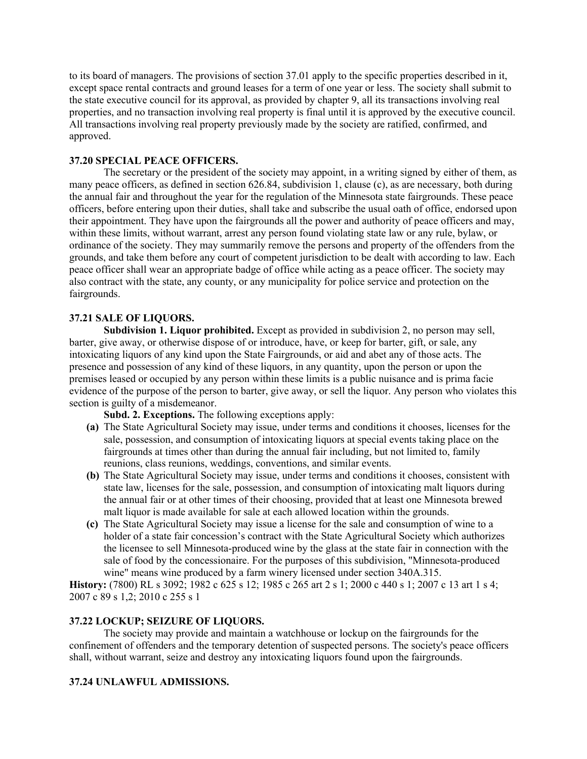to its board of managers. The provisions of section 37.01 apply to the specific properties described in it, except space rental contracts and ground leases for a term of one year or less. The society shall submit to the state executive council for its approval, as provided by chapter 9, all its transactions involving real properties, and no transaction involving real property is final until it is approved by the executive council. All transactions involving real property previously made by the society are ratified, confirmed, and approved.

**37.20 SPECIAL PEACE OFFICERS.**

The secretary or the president of the society may appoint, in a writing signed by either of them, as many peace officers, as defined in section 626.84, subdivision 1, clause (c), as are necessary, both during the annual fair and throughout the year for the regulation of the Minnesota state fairgrounds. These peace officers, before entering upon their duties, shall take and subscribe the usual oath of office, endorsed upon their appointment. They have upon the fairgrounds all the power and authority of peace officers and may, within these limits, without warrant, arrest any person found violating state law or any rule, bylaw, or ordinance of the society. They may summarily remove the persons and property of the offenders from the grounds, and take them before any court of competent jurisdiction to be dealt with according to law. Each peace officer shall wear an appropriate badge of office while acting as a peace officer. The society may also contract with the state, any county, or any municipality for police service and protection on the fairgrounds.

**37.21 SALE OF LIQUORS.**

**Subdivision 1. Liquor prohibited.** Except as provided in subdivision 2, no person may sell, barter, give away, or otherwise dispose of or introduce, have, or keep for barter, gift, or sale, any intoxicating liquors of any kind upon the State Fairgrounds, or aid and abet any of those acts. The presence and possession of any kind of these liquors, in any quantity, upon the person or upon the premises leased or occupied by any person within these limits is a public nuisance and is prima facie evidence of the purpose of the person to barter, give away, or sell the liquor. Any person who violates this section is guilty of a misdemeanor.

**Subd. 2. Exceptions.** The following exceptions apply:

- **(a)** The State Agricultural Society may issue, under terms and conditions it chooses, licenses for the sale, possession, and consumption of intoxicating liquors at special events taking place on the fairgrounds at times other than during the annual fair including, but not limited to, family reunions, class reunions, weddings, conventions, and similar events.
- **(b)** The State Agricultural Society may issue, under terms and conditions it chooses, consistent with state law, licenses for the sale, possession, and consumption of intoxicating malt liquors during the annual fair or at other times of their choosing, provided that at least one Minnesota brewed malt liquor is made available for sale at each allowed location within the grounds.
- **(c)** The State Agricultural Society may issue a license for the sale and consumption of wine to a holder of a state fair concession's contract with the State Agricultural Society which authorizes the licensee to sell Minnesota-produced wine by the glass at the state fair in connection with the sale of food by the concessionaire. For the purposes of this subdivision, "Minnesota-produced wine" means wine produced by a farm winery licensed under section 340A.315.

**History:** (7800) RL s 3092; 1982 c 625 s 12; 1985 c 265 art 2 s 1; 2000 c 440 s 1; 2007 c 13 art 1 s 4; 2007 c 89 s 1,2; 2010 c 255 s 1

**37.22 LOCKUP; SEIZURE OF LIQUORS.**

The society may provide and maintain a watchhouse or lockup on the fairgrounds for the confinement of offenders and the temporary detention of suspected persons. The society's peace officers shall, without warrant, seize and destroy any intoxicating liquors found upon the fairgrounds.

**37.24 UNLAWFUL ADMISSIONS.**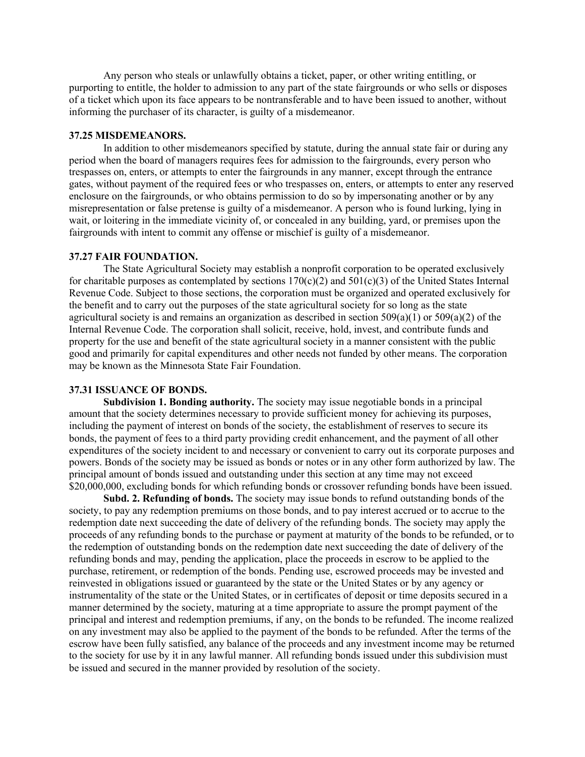Any person who steals or unlawfully obtains a ticket, paper, or other writing entitling, or purporting to entitle, the holder to admission to any part of the state fairgrounds or who sells or disposes of a ticket which upon its face appears to be nontransferable and to have been issued to another, without informing the purchaser of its character, is guilty of a misdemeanor.

**37.25 MISDEMEANORS.**

In addition to other misdemeanors specified by statute, during the annual state fair or during any period when the board of managers requires fees for admission to the fairgrounds, every person who trespasses on, enters, or attempts to enter the fairgrounds in any manner, except through the entrance gates, without payment of the required fees or who trespasses on, enters, or attempts to enter any reserved enclosure on the fairgrounds, or who obtains permission to do so by impersonating another or by any misrepresentation or false pretense is guilty of a misdemeanor. A person who is found lurking, lying in wait, or loitering in the immediate vicinity of, or concealed in any building, yard, or premises upon the fairgrounds with intent to commit any offense or mischief is guilty of a misdemeanor.

**37.27 FAIR FOUNDATION.**

The State Agricultural Society may establish a nonprofit corporation to be operated exclusively for charitable purposes as contemplated by sections 170(c)(2) and 501(c)(3) of the United States Internal Revenue Code. Subject to those sections, the corporation must be organized and operated exclusively for the benefit and to carry out the purposes of the state agricultural society for so long as the state agricultural society is and remains an organization as described in section 509(a)(1) or 509(a)(2) of the Internal Revenue Code. The corporation shall solicit, receive, hold, invest, and contribute funds and property for the use and benefit of the state agricultural society in a manner consistent with the public good and primarily for capital expenditures and other needs not funded by other means. The corporation may be known as the Minnesota State Fair Foundation.

**37.31 ISSUANCE OF BONDS.**

**Subdivision 1. Bonding authority.** The society may issue negotiable bonds in a principal amount that the society determines necessary to provide sufficient money for achieving its purposes, including the payment of interest on bonds of the society, the establishment of reserves to secure its bonds, the payment of fees to a third party providing credit enhancement, and the payment of all other expenditures of the society incident to and necessary or convenient to carry out its corporate purposes and powers. Bonds of the society may be issued as bonds or notes or in any other form authorized by law. The principal amount of bonds issued and outstanding under this section at any time may not exceed $20,000,000, excluding bonds for which refunding bonds or crossover refunding bonds have been issued.

**Subd. 2. Refunding of bonds.** The society may issue bonds to refund outstanding bonds of the society, to pay any redemption premiums on those bonds, and to pay interest accrued or to accrue to the redemption date next succeeding the date of delivery of the refunding bonds. The society may apply the proceeds of any refunding bonds to the purchase or payment at maturity of the bonds to be refunded, or to the redemption of outstanding bonds on the redemption date next succeeding the date of delivery of the refunding bonds and may, pending the application, place the proceeds in escrow to be applied to the purchase, retirement, or redemption of the bonds. Pending use, escrowed proceeds may be invested and reinvested in obligations issued or guaranteed by the state or the United States or by any agency or instrumentality of the state or the United States, or in certificates of deposit or time deposits secured in a manner determined by the society, maturing at a time appropriate to assure the prompt payment of the principal and interest and redemption premiums, if any, on the bonds to be refunded. The income realized on any investment may also be applied to the payment of the bonds to be refunded. After the terms of the escrow have been fully satisfied, any balance of the proceeds and any investment income may be returned to the society for use by it in any lawful manner. All refunding bonds issued under this subdivision must be issued and secured in the manner provided by resolution of the society.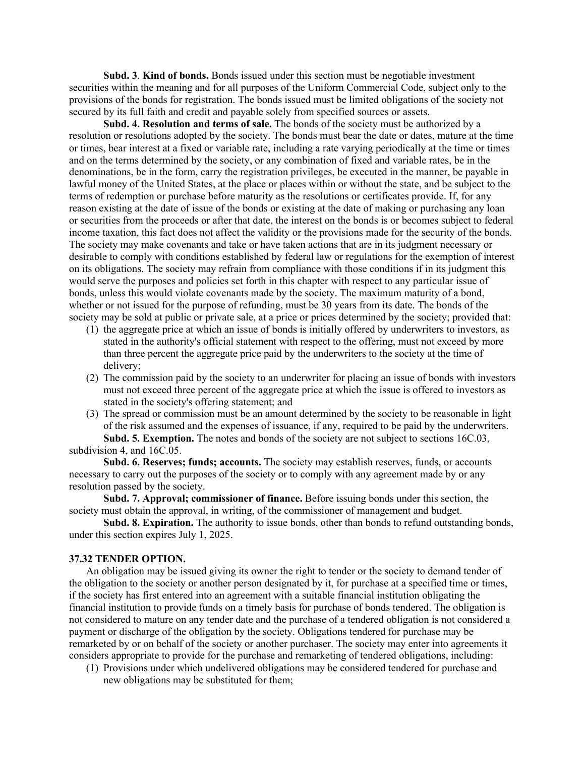**Subd. 3**. **Kind of bonds.** Bonds issued under this section must be negotiable investment securities within the meaning and for all purposes of the Uniform Commercial Code, subject only to the provisions of the bonds for registration. The bonds issued must be limited obligations of the society not secured by its full faith and credit and payable solely from specified sources or assets.

**Subd. 4. Resolution and terms of sale.** The bonds of the society must be authorized by a resolution or resolutions adopted by the society. The bonds must bear the date or dates, mature at the time or times, bear interest at a fixed or variable rate, including a rate varying periodically at the time or times and on the terms determined by the society, or any combination of fixed and variable rates, be in the denominations, be in the form, carry the registration privileges, be executed in the manner, be payable in lawful money of the United States, at the place or places within or without the state, and be subject to the terms of redemption or purchase before maturity as the resolutions or certificates provide. If, for any reason existing at the date of issue of the bonds or existing at the date of making or purchasing any loan or securities from the proceeds or after that date, the interest on the bonds is or becomes subject to federal income taxation, this fact does not affect the validity or the provisions made for the security of the bonds. The society may make covenants and take or have taken actions that are in its judgment necessary or desirable to comply with conditions established by federal law or regulations for the exemption of interest on its obligations. The society may refrain from compliance with those conditions if in its judgment this would serve the purposes and policies set forth in this chapter with respect to any particular issue of bonds, unless this would violate covenants made by the society. The maximum maturity of a bond, whether or not issued for the purpose of refunding, must be 30 years from its date. The bonds of the society may be sold at public or private sale, at a price or prices determined by the society; provided that:

(1) the aggregate price at which an issue of bonds is initially offered by underwriters to investors, as stated in the authority's official statement with respect to the offering, must not exceed by more than three percent the aggregate price paid by the underwriters to the society at the time of delivery;
(2) The commission paid by the society to an underwriter for placing an issue of bonds with investors must not exceed three percent of the aggregate price at which the issue is offered to investors as stated in the society's offering statement; and
(3) The spread or commission must be an amount determined by the society to be reasonable in light of the risk assumed and the expenses of issuance, if any, required to be paid by the underwriters.

**Subd. 5. Exemption.** The notes and bonds of the society are not subject to sections 16C.03, subdivision 4, and 16C.05.

**Subd. 6. Reserves; funds; accounts.** The society may establish reserves, funds, or accounts necessary to carry out the purposes of the society or to comply with any agreement made by or any resolution passed by the society.

**Subd. 7. Approval; commissioner of finance.** Before issuing bonds under this section, the society must obtain the approval, in writing, of the commissioner of management and budget.

**Subd. 8. Expiration.** The authority to issue bonds, other than bonds to refund outstanding bonds, under this section expires July 1, 2025.

**37.32 TENDER OPTION.**

An obligation may be issued giving its owner the right to tender or the society to demand tender of the obligation to the society or another person designated by it, for purchase at a specified time or times, if the society has first entered into an agreement with a suitable financial institution obligating the financial institution to provide funds on a timely basis for purchase of bonds tendered. The obligation is not considered to mature on any tender date and the purchase of a tendered obligation is not considered a payment or discharge of the obligation by the society. Obligations tendered for purchase may be remarketed by or on behalf of the society or another purchaser. The society may enter into agreements it considers appropriate to provide for the purchase and remarketing of tendered obligations, including:

(1) Provisions under which undelivered obligations may be considered tendered for purchase and new obligations may be substituted for them;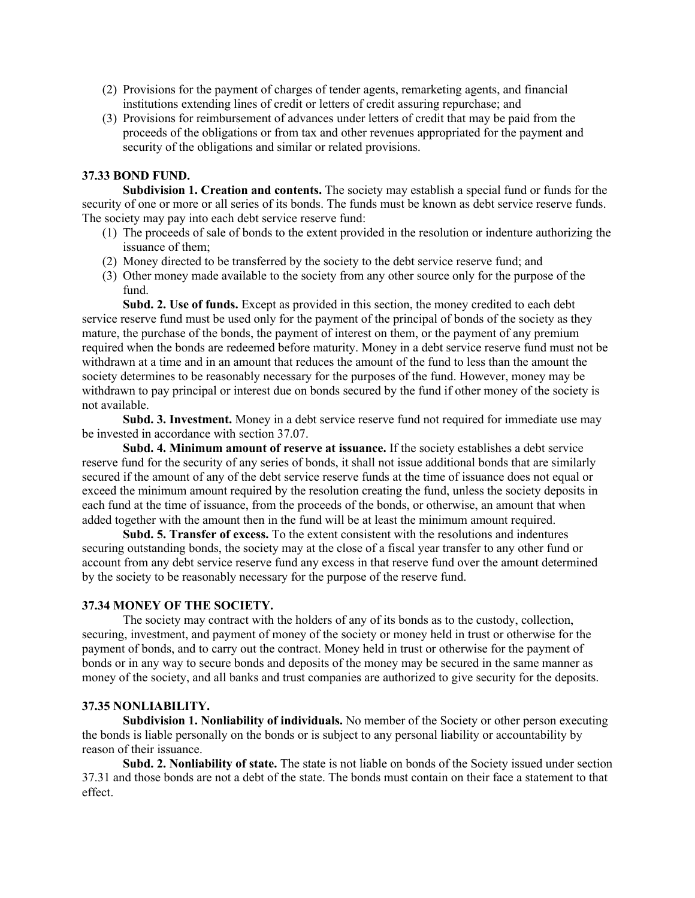(2) Provisions for the payment of charges of tender agents, remarketing agents, and financial institutions extending lines of credit or letters of credit assuring repurchase; and
(3) Provisions for reimbursement of advances under letters of credit that may be paid from the proceeds of the obligations or from tax and other revenues appropriated for the payment and security of the obligations and similar or related provisions.

**37.33 BOND FUND.**

**Subdivision 1. Creation and contents.** The society may establish a special fund or funds for the security of one or more or all series of its bonds. The funds must be known as debt service reserve funds. The society may pay into each debt service reserve fund:

(1) The proceeds of sale of bonds to the extent provided in the resolution or indenture authorizing the issuance of them;
(2) Money directed to be transferred by the society to the debt service reserve fund; and
(3) Other money made available to the society from any other source only for the purpose of the fund.

**Subd. 2. Use of funds.** Except as provided in this section, the money credited to each debt service reserve fund must be used only for the payment of the principal of bonds of the society as they mature, the purchase of the bonds, the payment of interest on them, or the payment of any premium required when the bonds are redeemed before maturity. Money in a debt service reserve fund must not be withdrawn at a time and in an amount that reduces the amount of the fund to less than the amount the society determines to be reasonably necessary for the purposes of the fund. However, money may be withdrawn to pay principal or interest due on bonds secured by the fund if other money of the society is not available.

**Subd. 3. Investment.** Money in a debt service reserve fund not required for immediate use may be invested in accordance with section 37.07.

**Subd. 4. Minimum amount of reserve at issuance.** If the society establishes a debt service reserve fund for the security of any series of bonds, it shall not issue additional bonds that are similarly secured if the amount of any of the debt service reserve funds at the time of issuance does not equal or exceed the minimum amount required by the resolution creating the fund, unless the society deposits in each fund at the time of issuance, from the proceeds of the bonds, or otherwise, an amount that when added together with the amount then in the fund will be at least the minimum amount required.

**Subd. 5. Transfer of excess.** To the extent consistent with the resolutions and indentures securing outstanding bonds, the society may at the close of a fiscal year transfer to any other fund or account from any debt service reserve fund any excess in that reserve fund over the amount determined by the society to be reasonably necessary for the purpose of the reserve fund.

**37.34 MONEY OF THE SOCIETY.**

The society may contract with the holders of any of its bonds as to the custody, collection, securing, investment, and payment of money of the society or money held in trust or otherwise for the payment of bonds, and to carry out the contract. Money held in trust or otherwise for the payment of bonds or in any way to secure bonds and deposits of the money may be secured in the same manner as money of the society, and all banks and trust companies are authorized to give security for the deposits.

**37.35 NONLIABILITY.**

**Subdivision 1. Nonliability of individuals.** No member of the Society or other person executing the bonds is liable personally on the bonds or is subject to any personal liability or accountability by reason of their issuance.

**Subd. 2. Nonliability of state.** The state is not liable on bonds of the Society issued under section 37.31 and those bonds are not a debt of the state. The bonds must contain on their face a statement to that effect.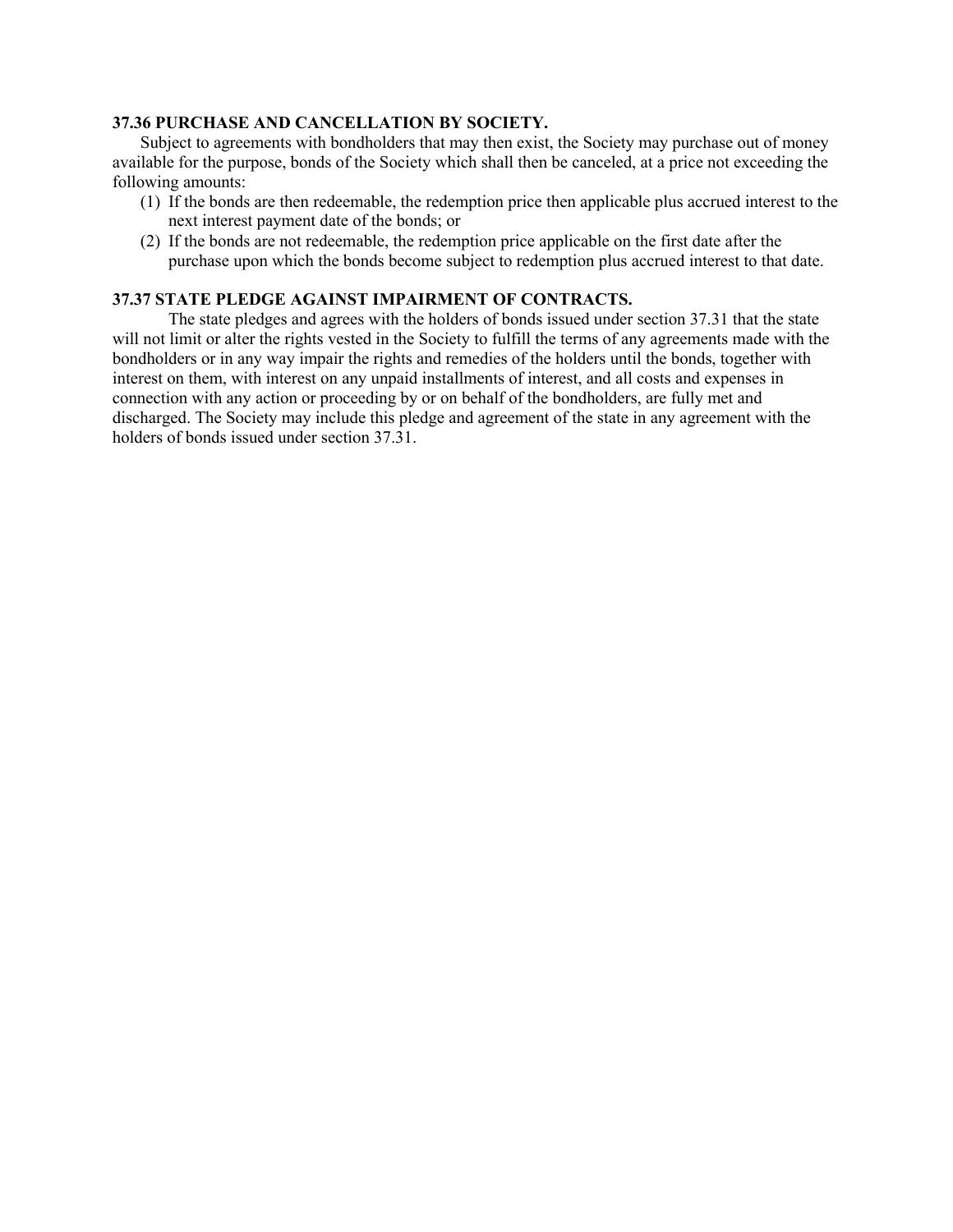**37.36 PURCHASE AND CANCELLATION BY SOCIETY.**

Subject to agreements with bondholders that may then exist, the Society may purchase out of money available for the purpose, bonds of the Society which shall then be canceled, at a price not exceeding the following amounts:

(1) If the bonds are then redeemable, the redemption price then applicable plus accrued interest to the next interest payment date of the bonds; or

(2) If the bonds are not redeemable, the redemption price applicable on the first date after the purchase upon which the bonds become subject to redemption plus accrued interest to that date.

**37.37 STATE PLEDGE AGAINST IMPAIRMENT OF CONTRACTS.**

The state pledges and agrees with the holders of bonds issued under section 37.31 that the state will not limit or alter the rights vested in the Society to fulfill the terms of any agreements made with the bondholders or in any way impair the rights and remedies of the holders until the bonds, together with interest on them, with interest on any unpaid installments of interest, and all costs and expenses in connection with any action or proceeding by or on behalf of the bondholders, are fully met and discharged. The Society may include this pledge and agreement of the state in any agreement with the holders of bonds issued under section 37.31.